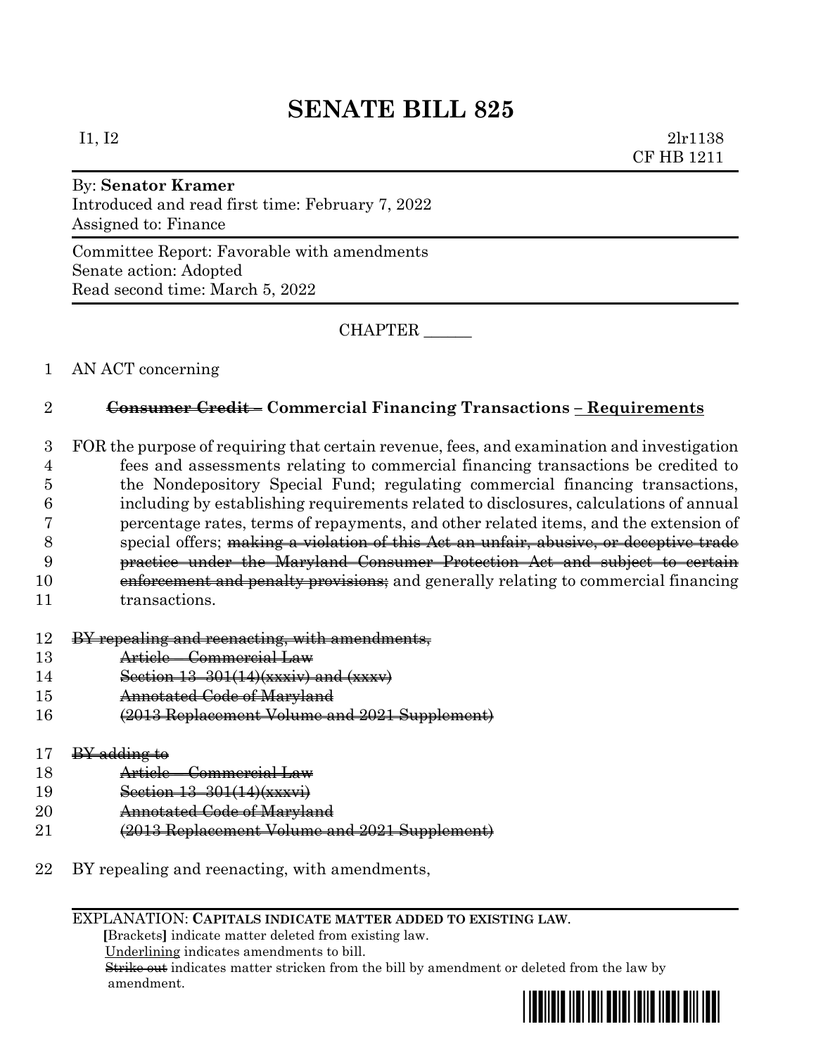# SENATE BILL 825

I1, I2 2lr1138
CF HB 1211

By: **Senator Kramer**
Introduced and read first time: February 7, 2022
Assigned to: Finance

Committee Report: Favorable with amendments
Senate action: Adopted
Read second time: March 5, 2022

CHAPTER ______

1 AN ACT concerning

2 ~~**Consumer Credit –**~~ **Commercial Financing Transactions** <u>**– Requirements**</u>

3 FOR the purpose of requiring that certain revenue, fees, and examination and investigation
4 fees and assessments relating to commercial financing transactions be credited to
5 the Nondepository Special Fund; regulating commercial financing transactions,
6 including by establishing requirements related to disclosures, calculations of annual
7 percentage rates, terms of repayments, and other related items, and the extension of
8 special offers; ~~making a violation of this Act an unfair, abusive, or deceptive trade~~
9 ~~practice under the Maryland Consumer Protection Act and subject to certain~~
10 ~~enforcement and penalty provisions;~~ and generally relating to commercial financing
11 transactions.

12 ~~BY repealing and reenacting, with amendments,~~
13 ~~Article – Commercial Law~~
14 ~~Section 13–301(14)(xxxiv) and (xxxv)~~
15 ~~Annotated Code of Maryland~~
16 ~~(2013 Replacement Volume and 2021 Supplement)~~

17 ~~BY adding to~~
18 ~~Article – Commercial Law~~
19 ~~Section 13–301(14)(xxxvi)~~
20 ~~Annotated Code of Maryland~~
21 ~~(2013 Replacement Volume and 2021 Supplement)~~

22 BY repealing and reenacting, with amendments,

EXPLANATION: **CAPITALS INDICATE MATTER ADDED TO EXISTING LAW.**
**[**Brackets**]** indicate matter deleted from existing law.
<u>Underlining</u> indicates amendments to bill.
~~Strike out~~ indicates matter stricken from the bill by amendment or deleted from the law by amendment.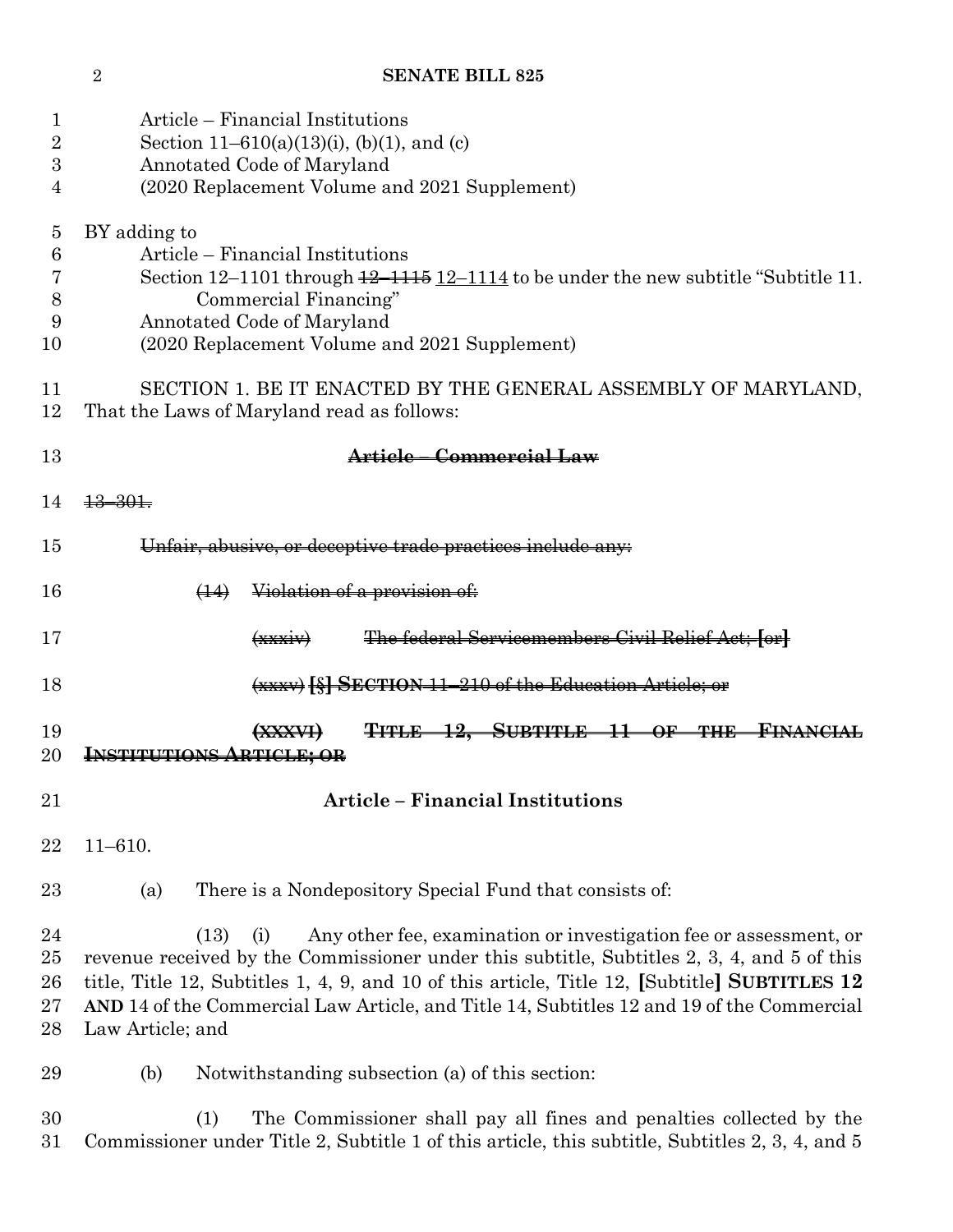Article – Financial Institutions
Section 11–610(a)(13)(i), (b)(1), and (c)
Annotated Code of Maryland
(2020 Replacement Volume and 2021 Supplement)

BY adding to
Article – Financial Institutions
Section 12–1101 through ~~12–1115~~ 12–1114 to be under the new subtitle "Subtitle 11. Commercial Financing"
Annotated Code of Maryland
(2020 Replacement Volume and 2021 Supplement)

SECTION 1. BE IT ENACTED BY THE GENERAL ASSEMBLY OF MARYLAND, That the Laws of Maryland read as follows:

**~~Article – Commercial Law~~**

~~13–301.~~

~~Unfair, abusive, or deceptive trade practices include any:~~

~~(14) Violation of a provision of:~~

~~(xxxiv) The federal Servicemembers Civil Relief Act; [or]~~

~~(xxxv) [§] **SECTION** 11–210 of the Education Article; or~~

~~**(XXXVI) TITLE 12, SUBTITLE 11 OF THE FINANCIAL INSTITUTIONS ARTICLE; OR**~~

**Article – Financial Institutions**

11–610.

(a) There is a Nondepository Special Fund that consists of:

(13) (i) Any other fee, examination or investigation fee or assessment, or revenue received by the Commissioner under this subtitle, Subtitles 2, 3, 4, and 5 of this title, Title 12, Subtitles 1, 4, 9, and 10 of this article, Title 12, [Subtitle] **SUBTITLES 12 AND** 14 of the Commercial Law Article, and Title 14, Subtitles 12 and 19 of the Commercial Law Article; and

(b) Notwithstanding subsection (a) of this section:

(1) The Commissioner shall pay all fines and penalties collected by the Commissioner under Title 2, Subtitle 1 of this article, this subtitle, Subtitles 2, 3, 4, and 5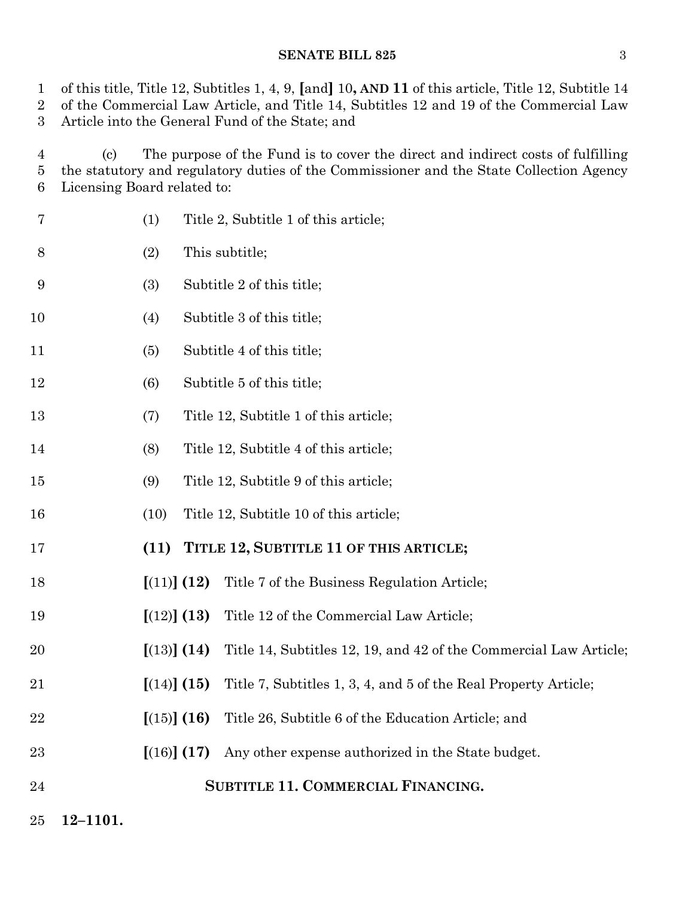of this title, Title 12, Subtitles 1, 4, 9, [and] 10**, AND 11** of this article, Title 12, Subtitle 14 of the Commercial Law Article, and Title 14, Subtitles 12 and 19 of the Commercial Law Article into the General Fund of the State; and

(c) The purpose of the Fund is to cover the direct and indirect costs of fulfilling the statutory and regulatory duties of the Commissioner and the State Collection Agency Licensing Board related to:

(1) Title 2, Subtitle 1 of this article;

(2) This subtitle;

(3) Subtitle 2 of this title;

(4) Subtitle 3 of this title;

(5) Subtitle 4 of this title;

(6) Subtitle 5 of this title;

(7) Title 12, Subtitle 1 of this article;

(8) Title 12, Subtitle 4 of this article;

(9) Title 12, Subtitle 9 of this article;

(10) Title 12, Subtitle 10 of this article;

**(11) TITLE 12, SUBTITLE 11 OF THIS ARTICLE;**

[(11)] **(12)** Title 7 of the Business Regulation Article;

[(12)] **(13)** Title 12 of the Commercial Law Article;

[(13)] **(14)** Title 14, Subtitles 12, 19, and 42 of the Commercial Law Article;

[(14)] **(15)** Title 7, Subtitles 1, 3, 4, and 5 of the Real Property Article;

[(15)] **(16)** Title 26, Subtitle 6 of the Education Article; and

[(16)] **(17)** Any other expense authorized in the State budget.

**SUBTITLE 11. COMMERCIAL FINANCING.**

**12–1101.**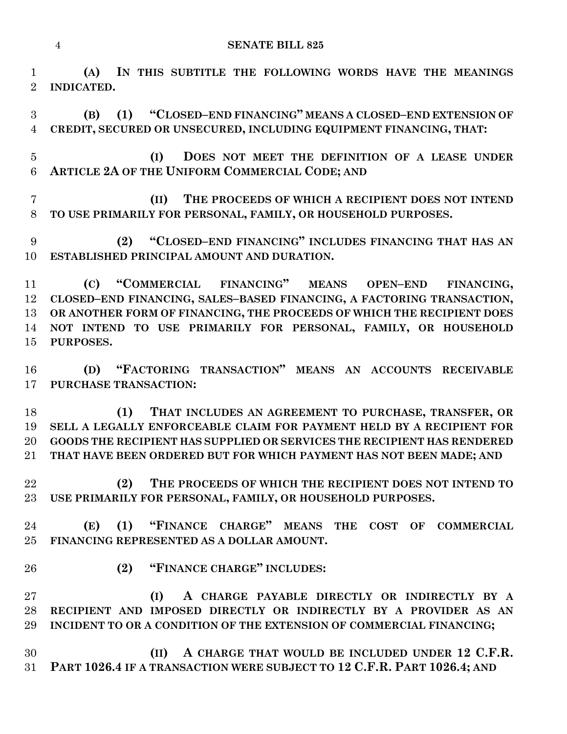**(A) IN THIS SUBTITLE THE FOLLOWING WORDS HAVE THE MEANINGS INDICATED.**

**(B) (1) "CLOSED–END FINANCING" MEANS A CLOSED–END EXTENSION OF CREDIT, SECURED OR UNSECURED, INCLUDING EQUIPMENT FINANCING, THAT:**

**(I) DOES NOT MEET THE DEFINITION OF A LEASE UNDER ARTICLE 2A OF THE UNIFORM COMMERCIAL CODE; AND**

**(II) THE PROCEEDS OF WHICH A RECIPIENT DOES NOT INTEND TO USE PRIMARILY FOR PERSONAL, FAMILY, OR HOUSEHOLD PURPOSES.**

**(2) "CLOSED–END FINANCING" INCLUDES FINANCING THAT HAS AN ESTABLISHED PRINCIPAL AMOUNT AND DURATION.**

**(C) "COMMERCIAL FINANCING" MEANS OPEN–END FINANCING, CLOSED–END FINANCING, SALES–BASED FINANCING, A FACTORING TRANSACTION, OR ANOTHER FORM OF FINANCING, THE PROCEEDS OF WHICH THE RECIPIENT DOES NOT INTEND TO USE PRIMARILY FOR PERSONAL, FAMILY, OR HOUSEHOLD PURPOSES.**

**(D) "FACTORING TRANSACTION" MEANS AN ACCOUNTS RECEIVABLE PURCHASE TRANSACTION:**

**(1) THAT INCLUDES AN AGREEMENT TO PURCHASE, TRANSFER, OR SELL A LEGALLY ENFORCEABLE CLAIM FOR PAYMENT HELD BY A RECIPIENT FOR GOODS THE RECIPIENT HAS SUPPLIED OR SERVICES THE RECIPIENT HAS RENDERED THAT HAVE BEEN ORDERED BUT FOR WHICH PAYMENT HAS NOT BEEN MADE; AND**

**(2) THE PROCEEDS OF WHICH THE RECIPIENT DOES NOT INTEND TO USE PRIMARILY FOR PERSONAL, FAMILY, OR HOUSEHOLD PURPOSES.**

**(E) (1) "FINANCE CHARGE" MEANS THE COST OF COMMERCIAL FINANCING REPRESENTED AS A DOLLAR AMOUNT.**

**(2) "FINANCE CHARGE" INCLUDES:**

**(I) A CHARGE PAYABLE DIRECTLY OR INDIRECTLY BY A RECIPIENT AND IMPOSED DIRECTLY OR INDIRECTLY BY A PROVIDER AS AN INCIDENT TO OR A CONDITION OF THE EXTENSION OF COMMERCIAL FINANCING;**

**(II) A CHARGE THAT WOULD BE INCLUDED UNDER 12 C.F.R. PART 1026.4 IF A TRANSACTION WERE SUBJECT TO 12 C.F.R. PART 1026.4; AND**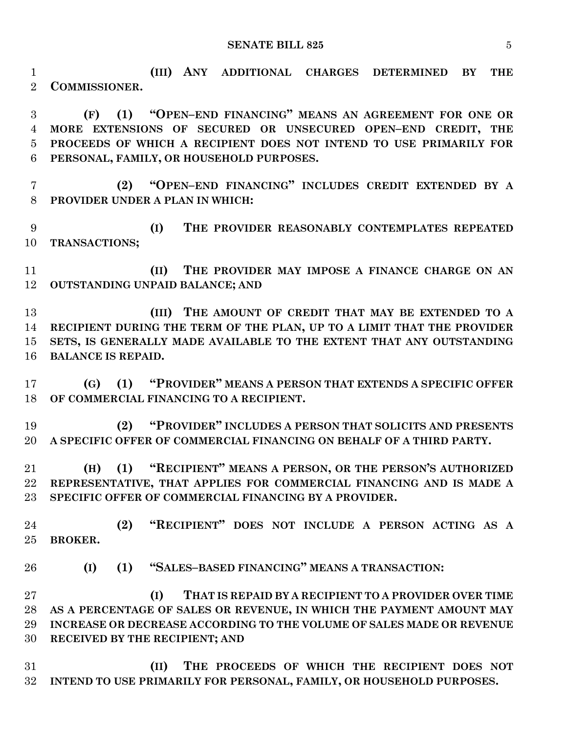**(III) ANY ADDITIONAL CHARGES DETERMINED BY THE COMMISSIONER.**

**(F) (1) "OPEN–END FINANCING" MEANS AN AGREEMENT FOR ONE OR MORE EXTENSIONS OF SECURED OR UNSECURED OPEN–END CREDIT, THE PROCEEDS OF WHICH A RECIPIENT DOES NOT INTEND TO USE PRIMARILY FOR PERSONAL, FAMILY, OR HOUSEHOLD PURPOSES.**

**(2) "OPEN–END FINANCING" INCLUDES CREDIT EXTENDED BY A PROVIDER UNDER A PLAN IN WHICH:**

**(I) THE PROVIDER REASONABLY CONTEMPLATES REPEATED TRANSACTIONS;**

**(II) THE PROVIDER MAY IMPOSE A FINANCE CHARGE ON AN OUTSTANDING UNPAID BALANCE; AND**

**(III) THE AMOUNT OF CREDIT THAT MAY BE EXTENDED TO A RECIPIENT DURING THE TERM OF THE PLAN, UP TO A LIMIT THAT THE PROVIDER SETS, IS GENERALLY MADE AVAILABLE TO THE EXTENT THAT ANY OUTSTANDING BALANCE IS REPAID.**

**(G) (1) "PROVIDER" MEANS A PERSON THAT EXTENDS A SPECIFIC OFFER OF COMMERCIAL FINANCING TO A RECIPIENT.**

**(2) "PROVIDER" INCLUDES A PERSON THAT SOLICITS AND PRESENTS A SPECIFIC OFFER OF COMMERCIAL FINANCING ON BEHALF OF A THIRD PARTY.**

**(H) (1) "RECIPIENT" MEANS A PERSON, OR THE PERSON'S AUTHORIZED REPRESENTATIVE, THAT APPLIES FOR COMMERCIAL FINANCING AND IS MADE A SPECIFIC OFFER OF COMMERCIAL FINANCING BY A PROVIDER.**

**(2) "RECIPIENT" DOES NOT INCLUDE A PERSON ACTING AS A BROKER.**

**(I) (1) "SALES–BASED FINANCING" MEANS A TRANSACTION:**

**(I) THAT IS REPAID BY A RECIPIENT TO A PROVIDER OVER TIME AS A PERCENTAGE OF SALES OR REVENUE, IN WHICH THE PAYMENT AMOUNT MAY INCREASE OR DECREASE ACCORDING TO THE VOLUME OF SALES MADE OR REVENUE RECEIVED BY THE RECIPIENT; AND**

**(II) THE PROCEEDS OF WHICH THE RECIPIENT DOES NOT INTEND TO USE PRIMARILY FOR PERSONAL, FAMILY, OR HOUSEHOLD PURPOSES.**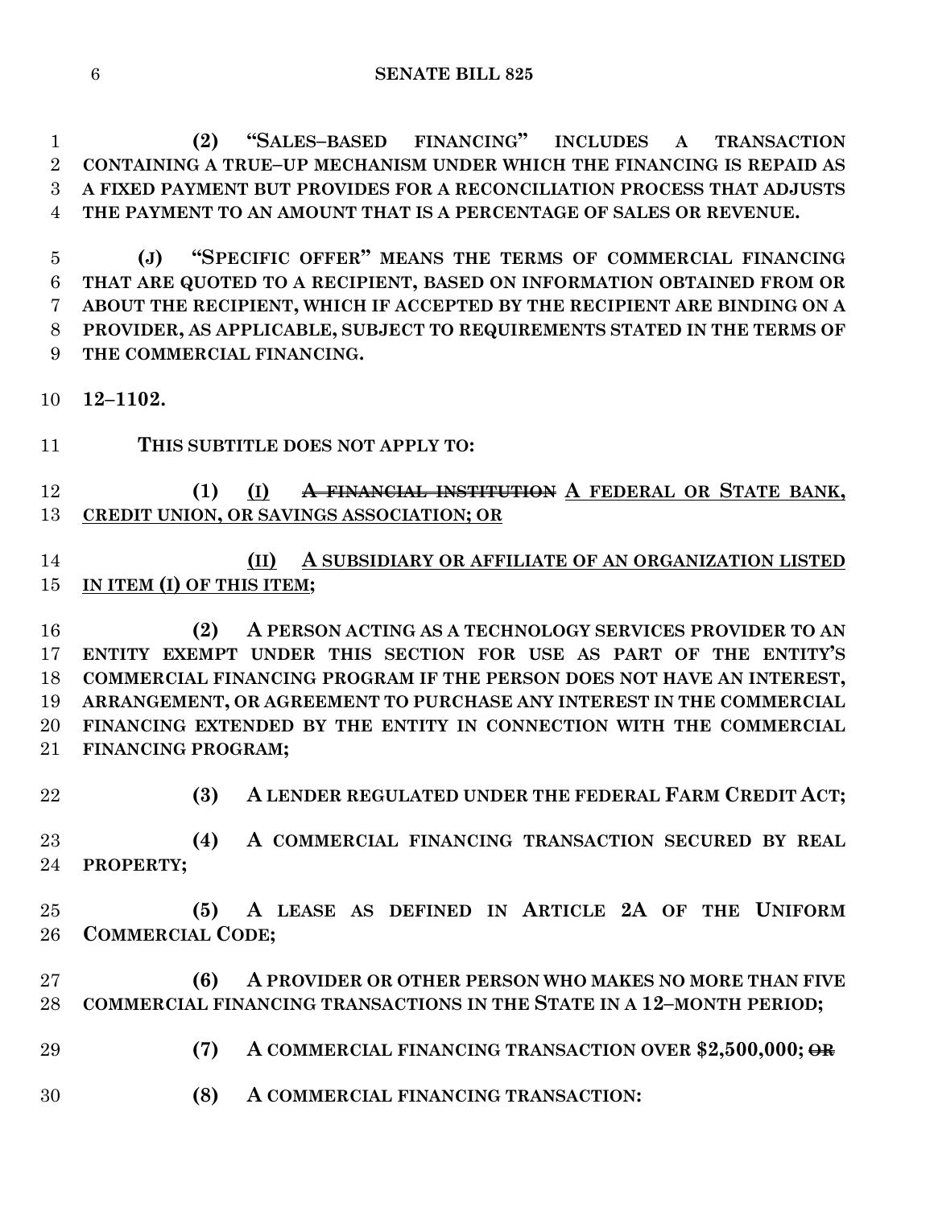**(2) "SALES–BASED FINANCING" INCLUDES A TRANSACTION CONTAINING A TRUE–UP MECHANISM UNDER WHICH THE FINANCING IS REPAID AS A FIXED PAYMENT BUT PROVIDES FOR A RECONCILIATION PROCESS THAT ADJUSTS THE PAYMENT TO AN AMOUNT THAT IS A PERCENTAGE OF SALES OR REVENUE.**

**(J) "SPECIFIC OFFER" MEANS THE TERMS OF COMMERCIAL FINANCING THAT ARE QUOTED TO A RECIPIENT, BASED ON INFORMATION OBTAINED FROM OR ABOUT THE RECIPIENT, WHICH IF ACCEPTED BY THE RECIPIENT ARE BINDING ON A PROVIDER, AS APPLICABLE, SUBJECT TO REQUIREMENTS STATED IN THE TERMS OF THE COMMERCIAL FINANCING.**

**12–1102.**

**THIS SUBTITLE DOES NOT APPLY TO:**

**(1)** <u>**(I)**</u> ~~**A FINANCIAL INSTITUTION**~~ <u>**A FEDERAL OR STATE BANK, CREDIT UNION, OR SAVINGS ASSOCIATION; OR**</u>

<u>**(II) A SUBSIDIARY OR AFFILIATE OF AN ORGANIZATION LISTED IN ITEM (I) OF THIS ITEM;**</u>

**(2) A PERSON ACTING AS A TECHNOLOGY SERVICES PROVIDER TO AN ENTITY EXEMPT UNDER THIS SECTION FOR USE AS PART OF THE ENTITY'S COMMERCIAL FINANCING PROGRAM IF THE PERSON DOES NOT HAVE AN INTEREST, ARRANGEMENT, OR AGREEMENT TO PURCHASE ANY INTEREST IN THE COMMERCIAL FINANCING EXTENDED BY THE ENTITY IN CONNECTION WITH THE COMMERCIAL FINANCING PROGRAM;**

**(3) A LENDER REGULATED UNDER THE FEDERAL FARM CREDIT ACT;**

**(4) A COMMERCIAL FINANCING TRANSACTION SECURED BY REAL PROPERTY;**

**(5) A LEASE AS DEFINED IN ARTICLE 2A OF THE UNIFORM COMMERCIAL CODE;**

**(6) A PROVIDER OR OTHER PERSON WHO MAKES NO MORE THAN FIVE COMMERCIAL FINANCING TRANSACTIONS IN THE STATE IN A 12–MONTH PERIOD;**

**(7) A COMMERCIAL FINANCING TRANSACTION OVER $2,500,000;** ~~**OR**~~

**(8) A COMMERCIAL FINANCING TRANSACTION:**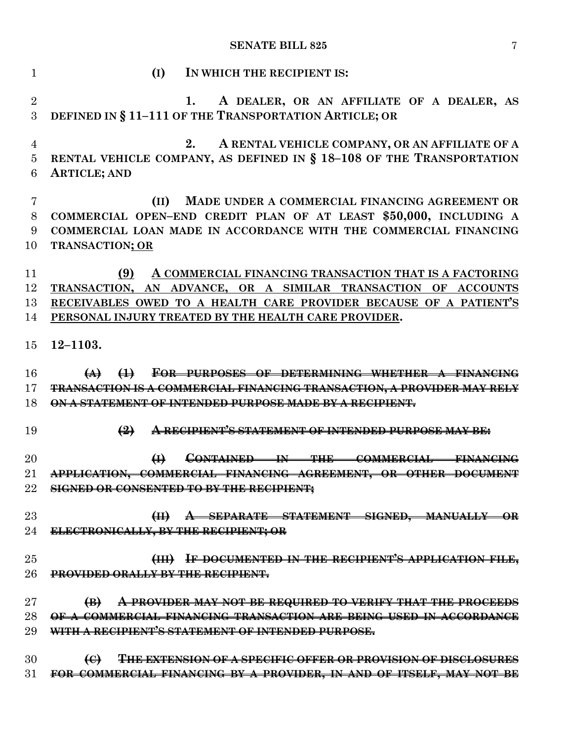(I) IN WHICH THE RECIPIENT IS:

1. A DEALER, OR AN AFFILIATE OF A DEALER, AS DEFINED IN § 11–111 OF THE TRANSPORTATION ARTICLE; OR

2. A RENTAL VEHICLE COMPANY, OR AN AFFILIATE OF A RENTAL VEHICLE COMPANY, AS DEFINED IN § 18–108 OF THE TRANSPORTATION ARTICLE; AND

(II) MADE UNDER A COMMERCIAL FINANCING AGREEMENT OR COMMERCIAL OPEN–END CREDIT PLAN OF AT LEAST $50,000, INCLUDING A COMMERCIAL LOAN MADE IN ACCORDANCE WITH THE COMMERCIAL FINANCING TRANSACTION<u>; OR</u>

<u>(9) A COMMERCIAL FINANCING TRANSACTION THAT IS A FACTORING TRANSACTION, AN ADVANCE, OR A SIMILAR TRANSACTION OF ACCOUNTS RECEIVABLES OWED TO A HEALTH CARE PROVIDER BECAUSE OF A PATIENT'S PERSONAL INJURY TREATED BY THE HEALTH CARE PROVIDER</u>.

12–1103.

~~(A) (1) FOR PURPOSES OF DETERMINING WHETHER A FINANCING TRANSACTION IS A COMMERCIAL FINANCING TRANSACTION, A PROVIDER MAY RELY ON A STATEMENT OF INTENDED PURPOSE MADE BY A RECIPIENT.~~

~~(2) A RECIPIENT'S STATEMENT OF INTENDED PURPOSE MAY BE:~~

~~(I) CONTAINED IN THE COMMERCIAL FINANCING APPLICATION, COMMERCIAL FINANCING AGREEMENT, OR OTHER DOCUMENT SIGNED OR CONSENTED TO BY THE RECIPIENT;~~

~~(II) A SEPARATE STATEMENT SIGNED, MANUALLY OR ELECTRONICALLY, BY THE RECIPIENT; OR~~

~~(III) IF DOCUMENTED IN THE RECIPIENT'S APPLICATION FILE, PROVIDED ORALLY BY THE RECIPIENT.~~

~~(B) A PROVIDER MAY NOT BE REQUIRED TO VERIFY THAT THE PROCEEDS OF A COMMERCIAL FINANCING TRANSACTION ARE BEING USED IN ACCORDANCE WITH A RECIPIENT'S STATEMENT OF INTENDED PURPOSE.~~

~~(C) THE EXTENSION OF A SPECIFIC OFFER OR PROVISION OF DISCLOSURES FOR COMMERCIAL FINANCING BY A PROVIDER, IN AND OF ITSELF, MAY NOT BE~~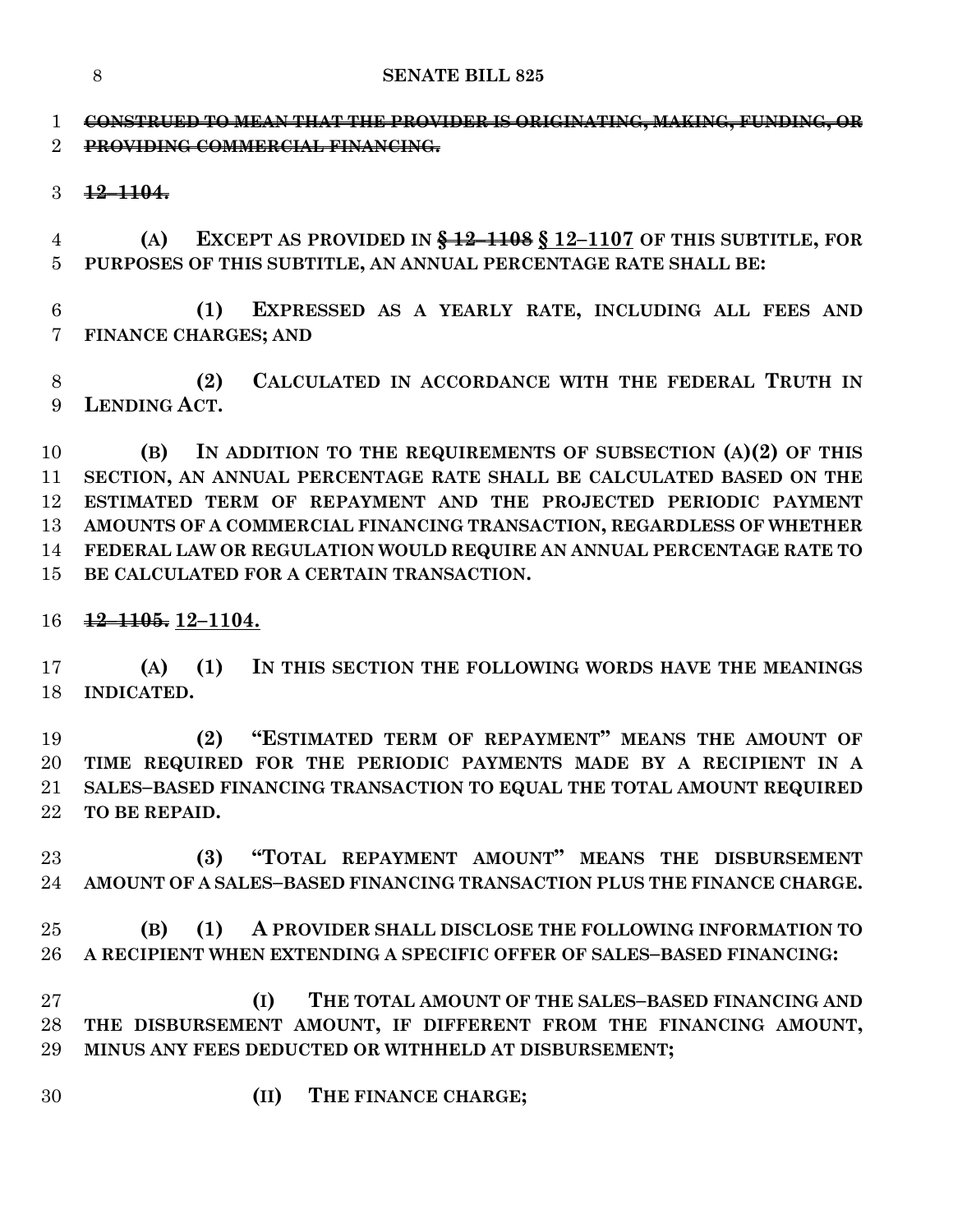~~CONSTRUED TO MEAN THAT THE PROVIDER IS ORIGINATING, MAKING, FUNDING, OR PROVIDING COMMERCIAL FINANCING.~~

~~**12–1104.**~~

**(A) EXCEPT AS PROVIDED IN ~~§ 12–1108~~ § 12–1107 OF THIS SUBTITLE, FOR PURPOSES OF THIS SUBTITLE, AN ANNUAL PERCENTAGE RATE SHALL BE:**

**(1) EXPRESSED AS A YEARLY RATE, INCLUDING ALL FEES AND FINANCE CHARGES; AND**

**(2) CALCULATED IN ACCORDANCE WITH THE FEDERAL TRUTH IN LENDING ACT.**

**(B) IN ADDITION TO THE REQUIREMENTS OF SUBSECTION (A)(2) OF THIS SECTION, AN ANNUAL PERCENTAGE RATE SHALL BE CALCULATED BASED ON THE ESTIMATED TERM OF REPAYMENT AND THE PROJECTED PERIODIC PAYMENT AMOUNTS OF A COMMERCIAL FINANCING TRANSACTION, REGARDLESS OF WHETHER FEDERAL LAW OR REGULATION WOULD REQUIRE AN ANNUAL PERCENTAGE RATE TO BE CALCULATED FOR A CERTAIN TRANSACTION.**

~~**12–1105.**~~ **12–1104.**

**(A) (1) IN THIS SECTION THE FOLLOWING WORDS HAVE THE MEANINGS INDICATED.**

**(2) "ESTIMATED TERM OF REPAYMENT" MEANS THE AMOUNT OF TIME REQUIRED FOR THE PERIODIC PAYMENTS MADE BY A RECIPIENT IN A SALES–BASED FINANCING TRANSACTION TO EQUAL THE TOTAL AMOUNT REQUIRED TO BE REPAID.**

**(3) "TOTAL REPAYMENT AMOUNT" MEANS THE DISBURSEMENT AMOUNT OF A SALES–BASED FINANCING TRANSACTION PLUS THE FINANCE CHARGE.**

**(B) (1) A PROVIDER SHALL DISCLOSE THE FOLLOWING INFORMATION TO A RECIPIENT WHEN EXTENDING A SPECIFIC OFFER OF SALES–BASED FINANCING:**

**(I) THE TOTAL AMOUNT OF THE SALES–BASED FINANCING AND THE DISBURSEMENT AMOUNT, IF DIFFERENT FROM THE FINANCING AMOUNT, MINUS ANY FEES DEDUCTED OR WITHHELD AT DISBURSEMENT;**

**(II) THE FINANCE CHARGE;**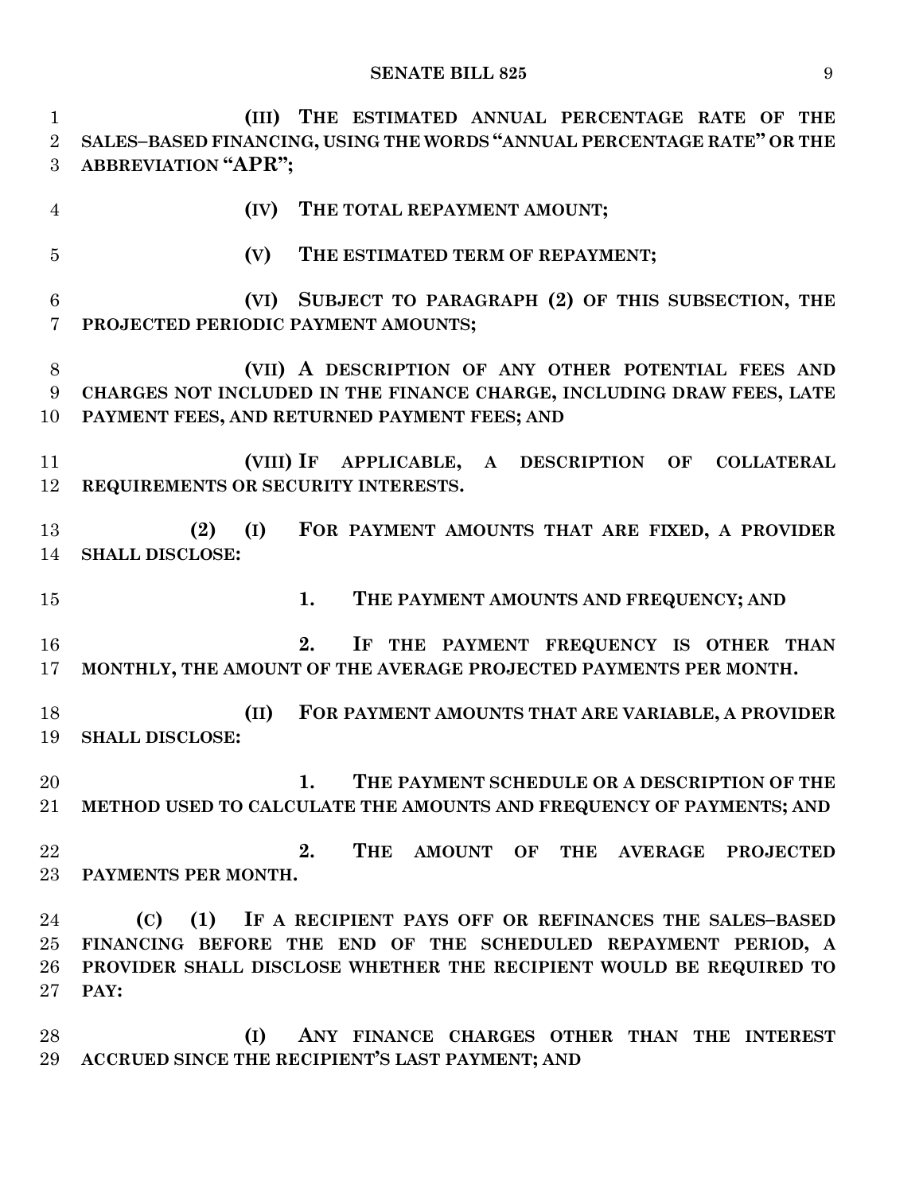**(III) THE ESTIMATED ANNUAL PERCENTAGE RATE OF THE SALES–BASED FINANCING, USING THE WORDS "ANNUAL PERCENTAGE RATE" OR THE ABBREVIATION "APR";**

**(IV) THE TOTAL REPAYMENT AMOUNT;**

**(V) THE ESTIMATED TERM OF REPAYMENT;**

**(VI) SUBJECT TO PARAGRAPH (2) OF THIS SUBSECTION, THE PROJECTED PERIODIC PAYMENT AMOUNTS;**

**(VII) A DESCRIPTION OF ANY OTHER POTENTIAL FEES AND CHARGES NOT INCLUDED IN THE FINANCE CHARGE, INCLUDING DRAW FEES, LATE PAYMENT FEES, AND RETURNED PAYMENT FEES; AND**

**(VIII) IF APPLICABLE, A DESCRIPTION OF COLLATERAL REQUIREMENTS OR SECURITY INTERESTS.**

**(2) (I) FOR PAYMENT AMOUNTS THAT ARE FIXED, A PROVIDER SHALL DISCLOSE:**

**1. THE PAYMENT AMOUNTS AND FREQUENCY; AND**

**2. IF THE PAYMENT FREQUENCY IS OTHER THAN MONTHLY, THE AMOUNT OF THE AVERAGE PROJECTED PAYMENTS PER MONTH.**

**(II) FOR PAYMENT AMOUNTS THAT ARE VARIABLE, A PROVIDER SHALL DISCLOSE:**

**1. THE PAYMENT SCHEDULE OR A DESCRIPTION OF THE METHOD USED TO CALCULATE THE AMOUNTS AND FREQUENCY OF PAYMENTS; AND**

**2. THE AMOUNT OF THE AVERAGE PROJECTED PAYMENTS PER MONTH.**

**(C) (1) IF A RECIPIENT PAYS OFF OR REFINANCES THE SALES–BASED FINANCING BEFORE THE END OF THE SCHEDULED REPAYMENT PERIOD, A PROVIDER SHALL DISCLOSE WHETHER THE RECIPIENT WOULD BE REQUIRED TO PAY:**

**(I) ANY FINANCE CHARGES OTHER THAN THE INTEREST ACCRUED SINCE THE RECIPIENT'S LAST PAYMENT; AND**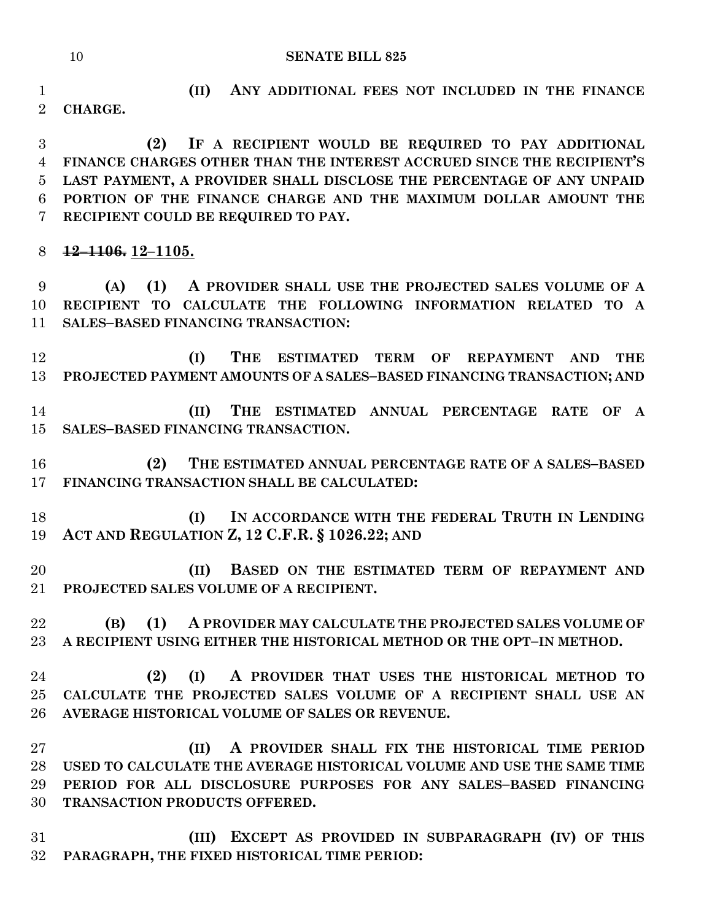**(II) ANY ADDITIONAL FEES NOT INCLUDED IN THE FINANCE CHARGE.**

**(2) IF A RECIPIENT WOULD BE REQUIRED TO PAY ADDITIONAL FINANCE CHARGES OTHER THAN THE INTEREST ACCRUED SINCE THE RECIPIENT'S LAST PAYMENT, A PROVIDER SHALL DISCLOSE THE PERCENTAGE OF ANY UNPAID PORTION OF THE FINANCE CHARGE AND THE MAXIMUM DOLLAR AMOUNT THE RECIPIENT COULD BE REQUIRED TO PAY.**

~~**12–1106.**~~ <u>**12–1105.**</u>

**(A) (1) A PROVIDER SHALL USE THE PROJECTED SALES VOLUME OF A RECIPIENT TO CALCULATE THE FOLLOWING INFORMATION RELATED TO A SALES–BASED FINANCING TRANSACTION:**

**(I) THE ESTIMATED TERM OF REPAYMENT AND THE PROJECTED PAYMENT AMOUNTS OF A SALES–BASED FINANCING TRANSACTION; AND**

**(II) THE ESTIMATED ANNUAL PERCENTAGE RATE OF A SALES–BASED FINANCING TRANSACTION.**

**(2) THE ESTIMATED ANNUAL PERCENTAGE RATE OF A SALES–BASED FINANCING TRANSACTION SHALL BE CALCULATED:**

**(I) IN ACCORDANCE WITH THE FEDERAL TRUTH IN LENDING ACT AND REGULATION Z, 12 C.F.R. § 1026.22; AND**

**(II) BASED ON THE ESTIMATED TERM OF REPAYMENT AND PROJECTED SALES VOLUME OF A RECIPIENT.**

**(B) (1) A PROVIDER MAY CALCULATE THE PROJECTED SALES VOLUME OF A RECIPIENT USING EITHER THE HISTORICAL METHOD OR THE OPT–IN METHOD.**

**(2) (I) A PROVIDER THAT USES THE HISTORICAL METHOD TO CALCULATE THE PROJECTED SALES VOLUME OF A RECIPIENT SHALL USE AN AVERAGE HISTORICAL VOLUME OF SALES OR REVENUE.**

**(II) A PROVIDER SHALL FIX THE HISTORICAL TIME PERIOD USED TO CALCULATE THE AVERAGE HISTORICAL VOLUME AND USE THE SAME TIME PERIOD FOR ALL DISCLOSURE PURPOSES FOR ANY SALES–BASED FINANCING TRANSACTION PRODUCTS OFFERED.**

**(III) EXCEPT AS PROVIDED IN SUBPARAGRAPH (IV) OF THIS PARAGRAPH, THE FIXED HISTORICAL TIME PERIOD:**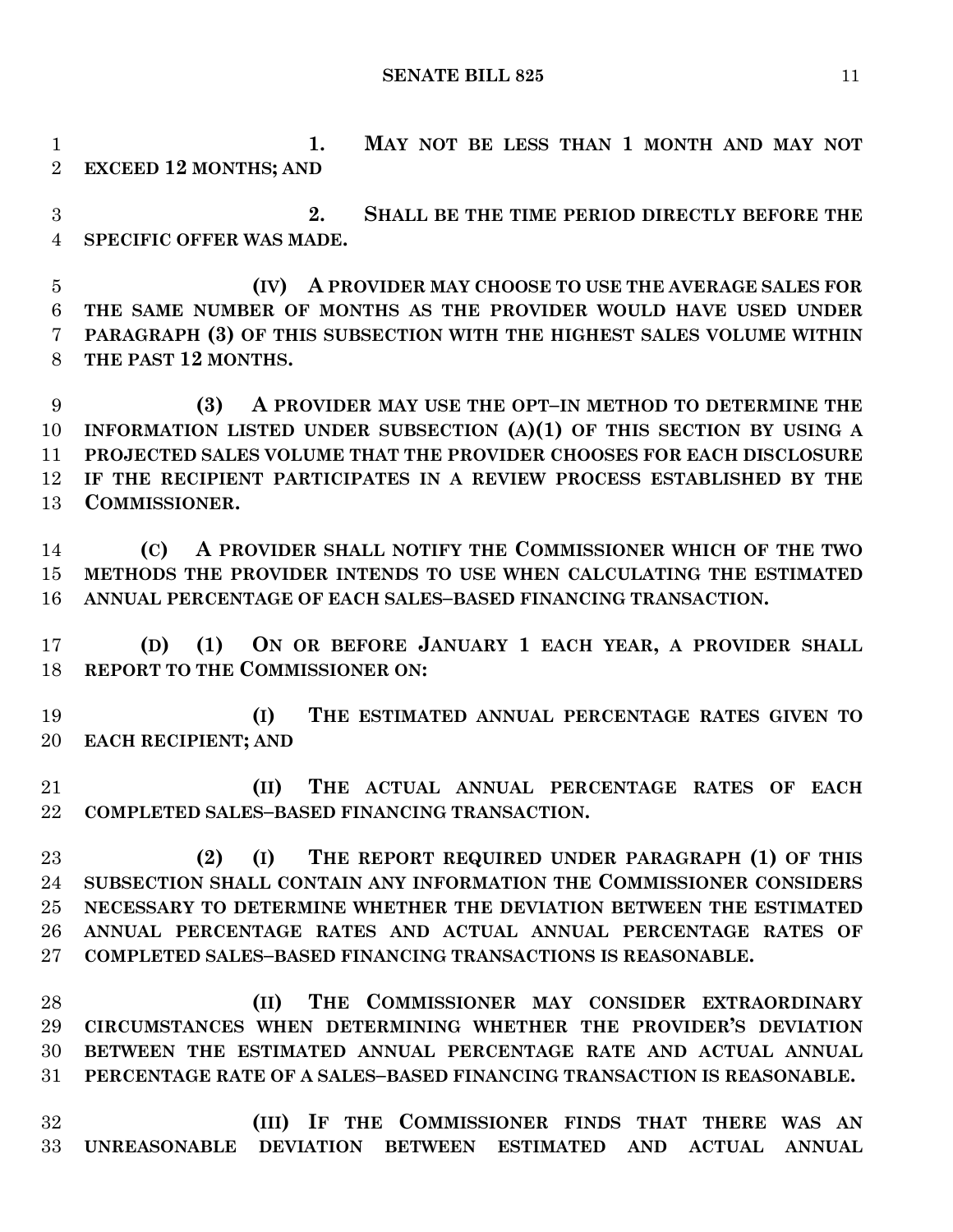**1. MAY NOT BE LESS THAN 1 MONTH AND MAY NOT EXCEED 12 MONTHS; AND**

**2. SHALL BE THE TIME PERIOD DIRECTLY BEFORE THE SPECIFIC OFFER WAS MADE.**

**(IV) A PROVIDER MAY CHOOSE TO USE THE AVERAGE SALES FOR THE SAME NUMBER OF MONTHS AS THE PROVIDER WOULD HAVE USED UNDER PARAGRAPH (3) OF THIS SUBSECTION WITH THE HIGHEST SALES VOLUME WITHIN THE PAST 12 MONTHS.**

**(3) A PROVIDER MAY USE THE OPT–IN METHOD TO DETERMINE THE INFORMATION LISTED UNDER SUBSECTION (A)(1) OF THIS SECTION BY USING A PROJECTED SALES VOLUME THAT THE PROVIDER CHOOSES FOR EACH DISCLOSURE IF THE RECIPIENT PARTICIPATES IN A REVIEW PROCESS ESTABLISHED BY THE COMMISSIONER.**

**(C) A PROVIDER SHALL NOTIFY THE COMMISSIONER WHICH OF THE TWO METHODS THE PROVIDER INTENDS TO USE WHEN CALCULATING THE ESTIMATED ANNUAL PERCENTAGE OF EACH SALES–BASED FINANCING TRANSACTION.**

**(D) (1) ON OR BEFORE JANUARY 1 EACH YEAR, A PROVIDER SHALL REPORT TO THE COMMISSIONER ON:**

**(I) THE ESTIMATED ANNUAL PERCENTAGE RATES GIVEN TO EACH RECIPIENT; AND**

**(II) THE ACTUAL ANNUAL PERCENTAGE RATES OF EACH COMPLETED SALES–BASED FINANCING TRANSACTION.**

**(2) (I) THE REPORT REQUIRED UNDER PARAGRAPH (1) OF THIS SUBSECTION SHALL CONTAIN ANY INFORMATION THE COMMISSIONER CONSIDERS NECESSARY TO DETERMINE WHETHER THE DEVIATION BETWEEN THE ESTIMATED ANNUAL PERCENTAGE RATES AND ACTUAL ANNUAL PERCENTAGE RATES OF COMPLETED SALES–BASED FINANCING TRANSACTIONS IS REASONABLE.**

**(II) THE COMMISSIONER MAY CONSIDER EXTRAORDINARY CIRCUMSTANCES WHEN DETERMINING WHETHER THE PROVIDER'S DEVIATION BETWEEN THE ESTIMATED ANNUAL PERCENTAGE RATE AND ACTUAL ANNUAL PERCENTAGE RATE OF A SALES–BASED FINANCING TRANSACTION IS REASONABLE.**

**(III) IF THE COMMISSIONER FINDS THAT THERE WAS AN UNREASONABLE DEVIATION BETWEEN ESTIMATED AND ACTUAL ANNUAL**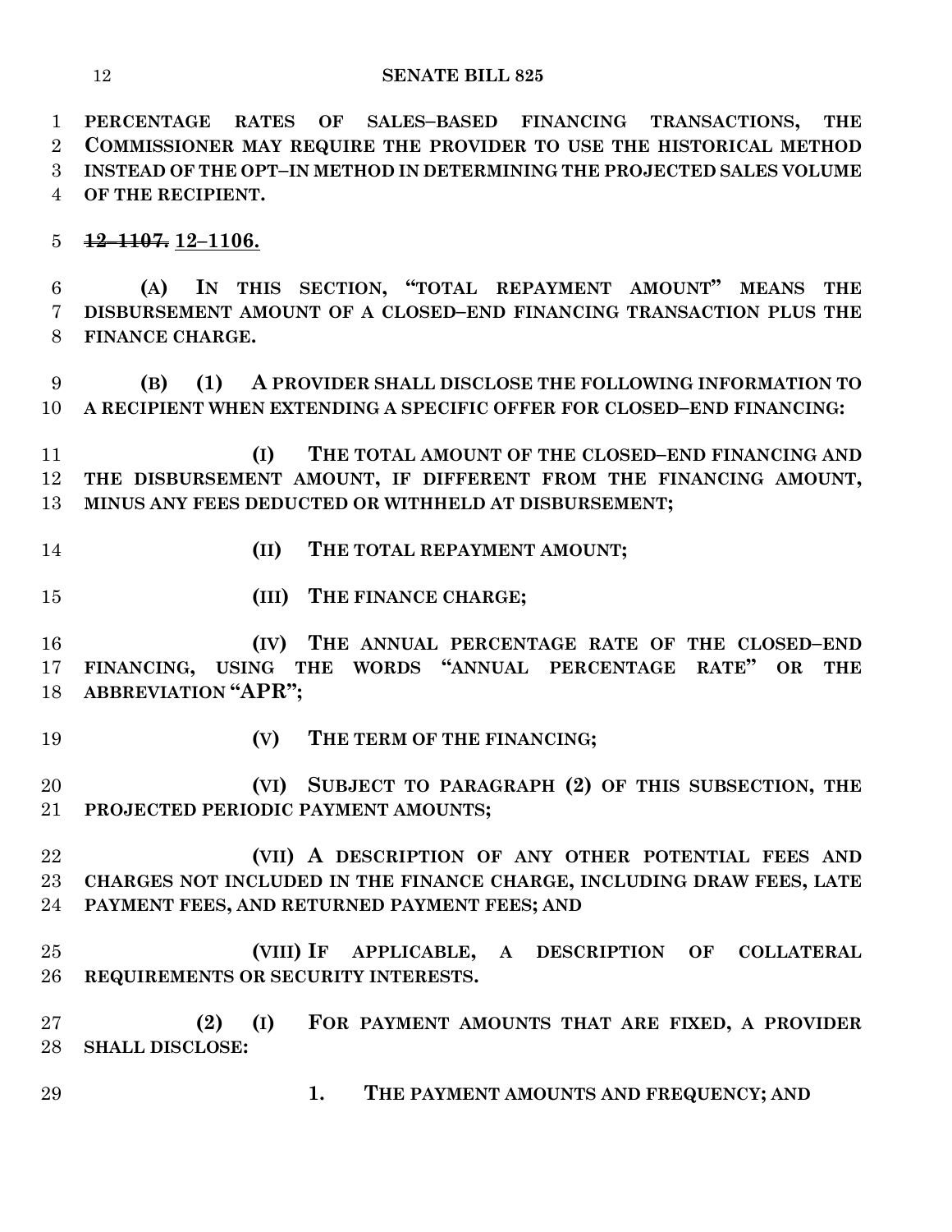PERCENTAGE RATES OF SALES–BASED FINANCING TRANSACTIONS, THE COMMISSIONER MAY REQUIRE THE PROVIDER TO USE THE HISTORICAL METHOD INSTEAD OF THE OPT–IN METHOD IN DETERMINING THE PROJECTED SALES VOLUME OF THE RECIPIENT.

~~12–1107.~~ 12–1106.

(A) IN THIS SECTION, "TOTAL REPAYMENT AMOUNT" MEANS THE DISBURSEMENT AMOUNT OF A CLOSED–END FINANCING TRANSACTION PLUS THE FINANCE CHARGE.

(B) (1) A PROVIDER SHALL DISCLOSE THE FOLLOWING INFORMATION TO A RECIPIENT WHEN EXTENDING A SPECIFIC OFFER FOR CLOSED–END FINANCING:

(I) THE TOTAL AMOUNT OF THE CLOSED–END FINANCING AND THE DISBURSEMENT AMOUNT, IF DIFFERENT FROM THE FINANCING AMOUNT, MINUS ANY FEES DEDUCTED OR WITHHELD AT DISBURSEMENT;

(II) THE TOTAL REPAYMENT AMOUNT;

(III) THE FINANCE CHARGE;

(IV) THE ANNUAL PERCENTAGE RATE OF THE CLOSED–END FINANCING, USING THE WORDS "ANNUAL PERCENTAGE RATE" OR THE ABBREVIATION "APR";

(V) THE TERM OF THE FINANCING;

(VI) SUBJECT TO PARAGRAPH (2) OF THIS SUBSECTION, THE PROJECTED PERIODIC PAYMENT AMOUNTS;

(VII) A DESCRIPTION OF ANY OTHER POTENTIAL FEES AND CHARGES NOT INCLUDED IN THE FINANCE CHARGE, INCLUDING DRAW FEES, LATE PAYMENT FEES, AND RETURNED PAYMENT FEES; AND

(VIII) IF APPLICABLE, A DESCRIPTION OF COLLATERAL REQUIREMENTS OR SECURITY INTERESTS.

(2) (I) FOR PAYMENT AMOUNTS THAT ARE FIXED, A PROVIDER SHALL DISCLOSE:

1. THE PAYMENT AMOUNTS AND FREQUENCY; AND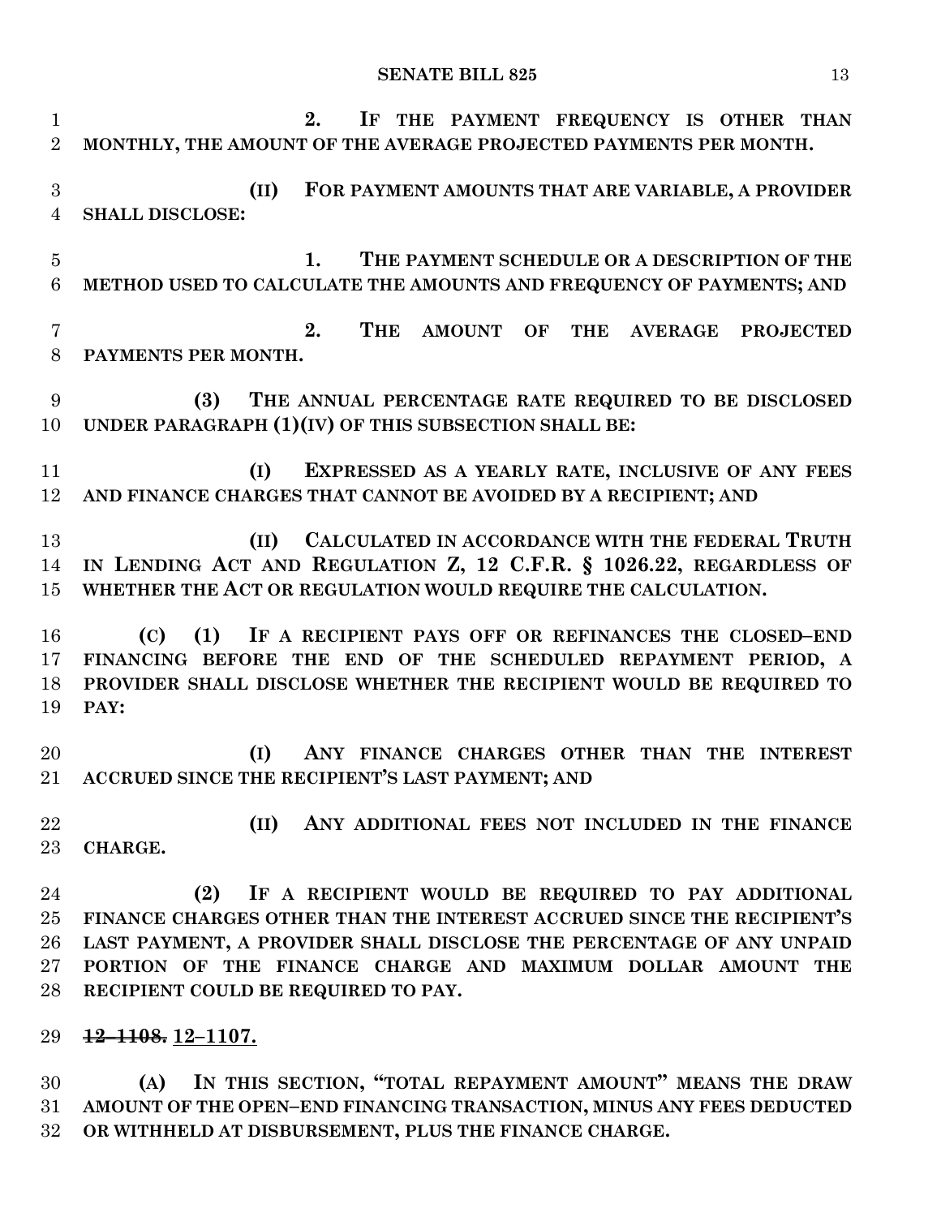2. IF THE PAYMENT FREQUENCY IS OTHER THAN MONTHLY, THE AMOUNT OF THE AVERAGE PROJECTED PAYMENTS PER MONTH.

(II) FOR PAYMENT AMOUNTS THAT ARE VARIABLE, A PROVIDER SHALL DISCLOSE:

1. THE PAYMENT SCHEDULE OR A DESCRIPTION OF THE METHOD USED TO CALCULATE THE AMOUNTS AND FREQUENCY OF PAYMENTS; AND

2. THE AMOUNT OF THE AVERAGE PROJECTED PAYMENTS PER MONTH.

(3) THE ANNUAL PERCENTAGE RATE REQUIRED TO BE DISCLOSED UNDER PARAGRAPH (1)(IV) OF THIS SUBSECTION SHALL BE:

(I) EXPRESSED AS A YEARLY RATE, INCLUSIVE OF ANY FEES AND FINANCE CHARGES THAT CANNOT BE AVOIDED BY A RECIPIENT; AND

(II) CALCULATED IN ACCORDANCE WITH THE FEDERAL TRUTH IN LENDING ACT AND REGULATION Z, 12 C.F.R. § 1026.22, REGARDLESS OF WHETHER THE ACT OR REGULATION WOULD REQUIRE THE CALCULATION.

(C) (1) IF A RECIPIENT PAYS OFF OR REFINANCES THE CLOSED–END FINANCING BEFORE THE END OF THE SCHEDULED REPAYMENT PERIOD, A PROVIDER SHALL DISCLOSE WHETHER THE RECIPIENT WOULD BE REQUIRED TO PAY:

(I) ANY FINANCE CHARGES OTHER THAN THE INTEREST ACCRUED SINCE THE RECIPIENT'S LAST PAYMENT; AND

(II) ANY ADDITIONAL FEES NOT INCLUDED IN THE FINANCE CHARGE.

(2) IF A RECIPIENT WOULD BE REQUIRED TO PAY ADDITIONAL FINANCE CHARGES OTHER THAN THE INTEREST ACCRUED SINCE THE RECIPIENT'S LAST PAYMENT, A PROVIDER SHALL DISCLOSE THE PERCENTAGE OF ANY UNPAID PORTION OF THE FINANCE CHARGE AND MAXIMUM DOLLAR AMOUNT THE RECIPIENT COULD BE REQUIRED TO PAY.

~~12–1108.~~ 12–1107.

(A) IN THIS SECTION, "TOTAL REPAYMENT AMOUNT" MEANS THE DRAW AMOUNT OF THE OPEN–END FINANCING TRANSACTION, MINUS ANY FEES DEDUCTED OR WITHHELD AT DISBURSEMENT, PLUS THE FINANCE CHARGE.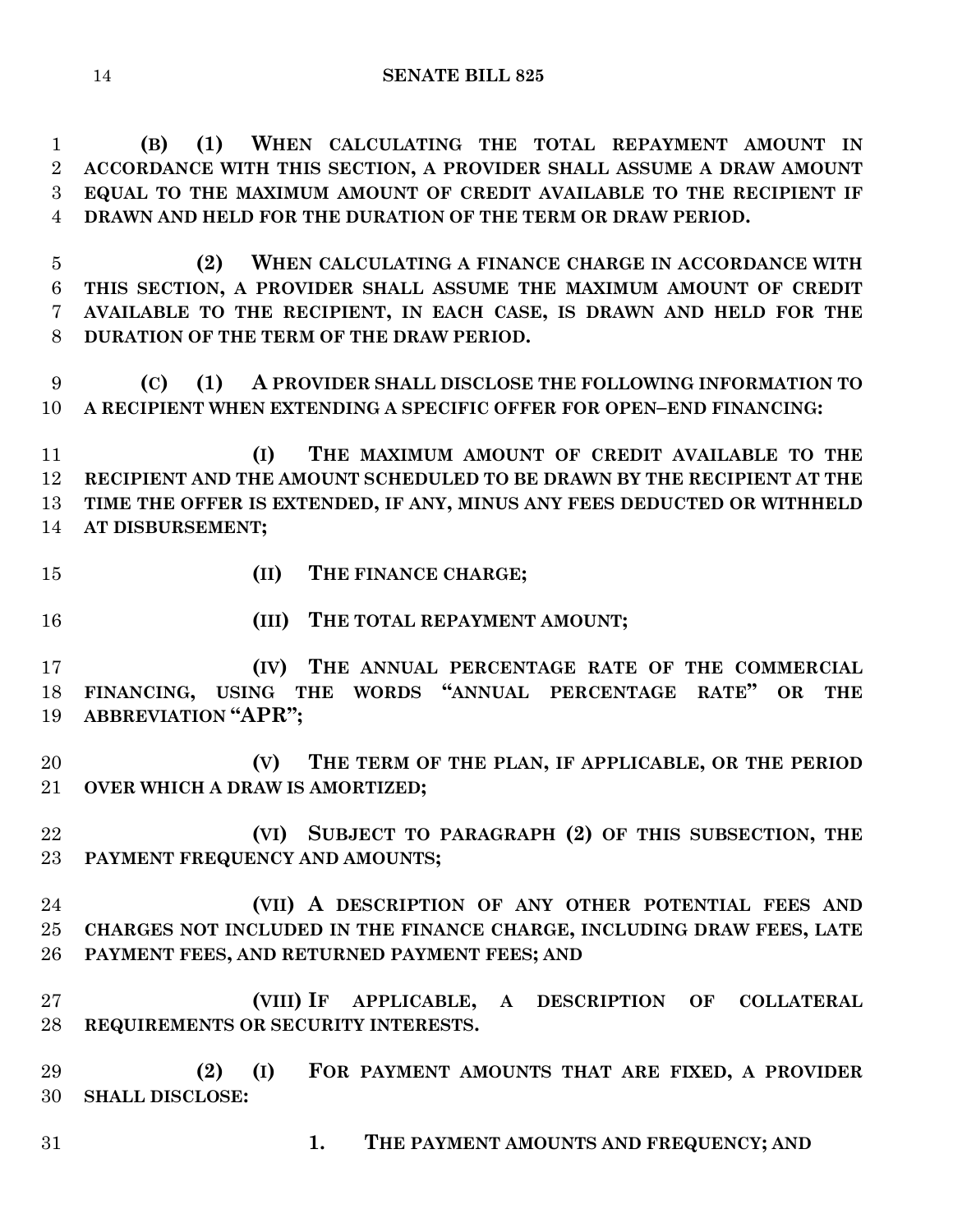**(B) (1) WHEN CALCULATING THE TOTAL REPAYMENT AMOUNT IN ACCORDANCE WITH THIS SECTION, A PROVIDER SHALL ASSUME A DRAW AMOUNT EQUAL TO THE MAXIMUM AMOUNT OF CREDIT AVAILABLE TO THE RECIPIENT IF DRAWN AND HELD FOR THE DURATION OF THE TERM OR DRAW PERIOD.**

**(2) WHEN CALCULATING A FINANCE CHARGE IN ACCORDANCE WITH THIS SECTION, A PROVIDER SHALL ASSUME THE MAXIMUM AMOUNT OF CREDIT AVAILABLE TO THE RECIPIENT, IN EACH CASE, IS DRAWN AND HELD FOR THE DURATION OF THE TERM OF THE DRAW PERIOD.**

**(C) (1) A PROVIDER SHALL DISCLOSE THE FOLLOWING INFORMATION TO A RECIPIENT WHEN EXTENDING A SPECIFIC OFFER FOR OPEN–END FINANCING:**

**(I) THE MAXIMUM AMOUNT OF CREDIT AVAILABLE TO THE RECIPIENT AND THE AMOUNT SCHEDULED TO BE DRAWN BY THE RECIPIENT AT THE TIME THE OFFER IS EXTENDED, IF ANY, MINUS ANY FEES DEDUCTED OR WITHHELD AT DISBURSEMENT;**

**(II) THE FINANCE CHARGE;**

**(III) THE TOTAL REPAYMENT AMOUNT;**

**(IV) THE ANNUAL PERCENTAGE RATE OF THE COMMERCIAL FINANCING, USING THE WORDS "ANNUAL PERCENTAGE RATE" OR THE ABBREVIATION "APR";**

**(V) THE TERM OF THE PLAN, IF APPLICABLE, OR THE PERIOD OVER WHICH A DRAW IS AMORTIZED;**

**(VI) SUBJECT TO PARAGRAPH (2) OF THIS SUBSECTION, THE PAYMENT FREQUENCY AND AMOUNTS;**

**(VII) A DESCRIPTION OF ANY OTHER POTENTIAL FEES AND CHARGES NOT INCLUDED IN THE FINANCE CHARGE, INCLUDING DRAW FEES, LATE PAYMENT FEES, AND RETURNED PAYMENT FEES; AND**

**(VIII) IF APPLICABLE, A DESCRIPTION OF COLLATERAL REQUIREMENTS OR SECURITY INTERESTS.**

**(2) (I) FOR PAYMENT AMOUNTS THAT ARE FIXED, A PROVIDER SHALL DISCLOSE:**

**1. THE PAYMENT AMOUNTS AND FREQUENCY; AND**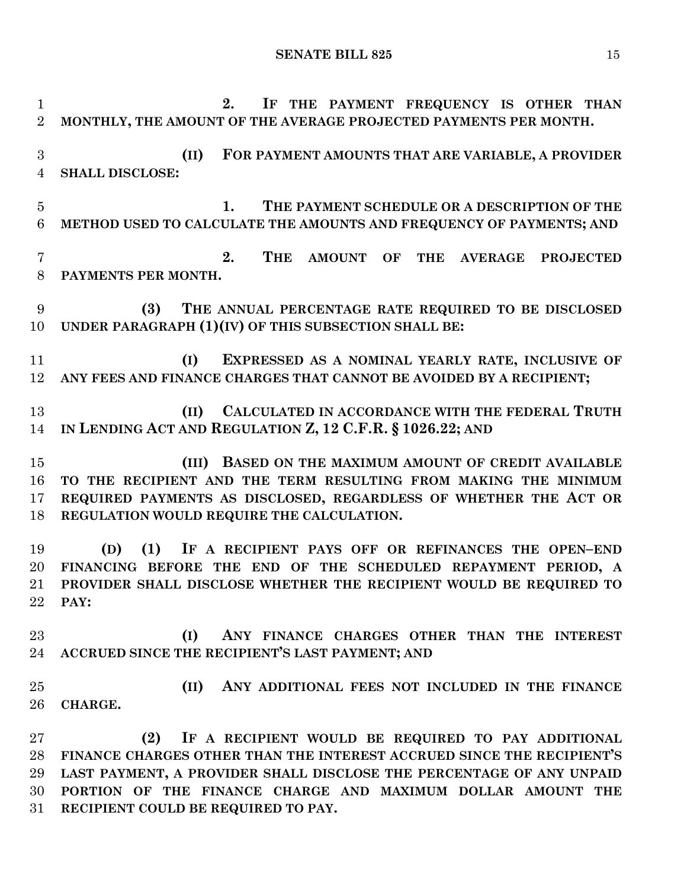**2. IF THE PAYMENT FREQUENCY IS OTHER THAN MONTHLY, THE AMOUNT OF THE AVERAGE PROJECTED PAYMENTS PER MONTH.**

**(II) FOR PAYMENT AMOUNTS THAT ARE VARIABLE, A PROVIDER SHALL DISCLOSE:**

**1. THE PAYMENT SCHEDULE OR A DESCRIPTION OF THE METHOD USED TO CALCULATE THE AMOUNTS AND FREQUENCY OF PAYMENTS; AND**

**2. THE AMOUNT OF THE AVERAGE PROJECTED PAYMENTS PER MONTH.**

**(3) THE ANNUAL PERCENTAGE RATE REQUIRED TO BE DISCLOSED UNDER PARAGRAPH (1)(IV) OF THIS SUBSECTION SHALL BE:**

**(I) EXPRESSED AS A NOMINAL YEARLY RATE, INCLUSIVE OF ANY FEES AND FINANCE CHARGES THAT CANNOT BE AVOIDED BY A RECIPIENT;**

**(II) CALCULATED IN ACCORDANCE WITH THE FEDERAL TRUTH IN LENDING ACT AND REGULATION Z, 12 C.F.R. § 1026.22; AND**

**(III) BASED ON THE MAXIMUM AMOUNT OF CREDIT AVAILABLE TO THE RECIPIENT AND THE TERM RESULTING FROM MAKING THE MINIMUM REQUIRED PAYMENTS AS DISCLOSED, REGARDLESS OF WHETHER THE ACT OR REGULATION WOULD REQUIRE THE CALCULATION.**

**(D) (1) IF A RECIPIENT PAYS OFF OR REFINANCES THE OPEN–END FINANCING BEFORE THE END OF THE SCHEDULED REPAYMENT PERIOD, A PROVIDER SHALL DISCLOSE WHETHER THE RECIPIENT WOULD BE REQUIRED TO PAY:**

**(I) ANY FINANCE CHARGES OTHER THAN THE INTEREST ACCRUED SINCE THE RECIPIENT'S LAST PAYMENT; AND**

**(II) ANY ADDITIONAL FEES NOT INCLUDED IN THE FINANCE CHARGE.**

**(2) IF A RECIPIENT WOULD BE REQUIRED TO PAY ADDITIONAL FINANCE CHARGES OTHER THAN THE INTEREST ACCRUED SINCE THE RECIPIENT'S LAST PAYMENT, A PROVIDER SHALL DISCLOSE THE PERCENTAGE OF ANY UNPAID PORTION OF THE FINANCE CHARGE AND MAXIMUM DOLLAR AMOUNT THE RECIPIENT COULD BE REQUIRED TO PAY.**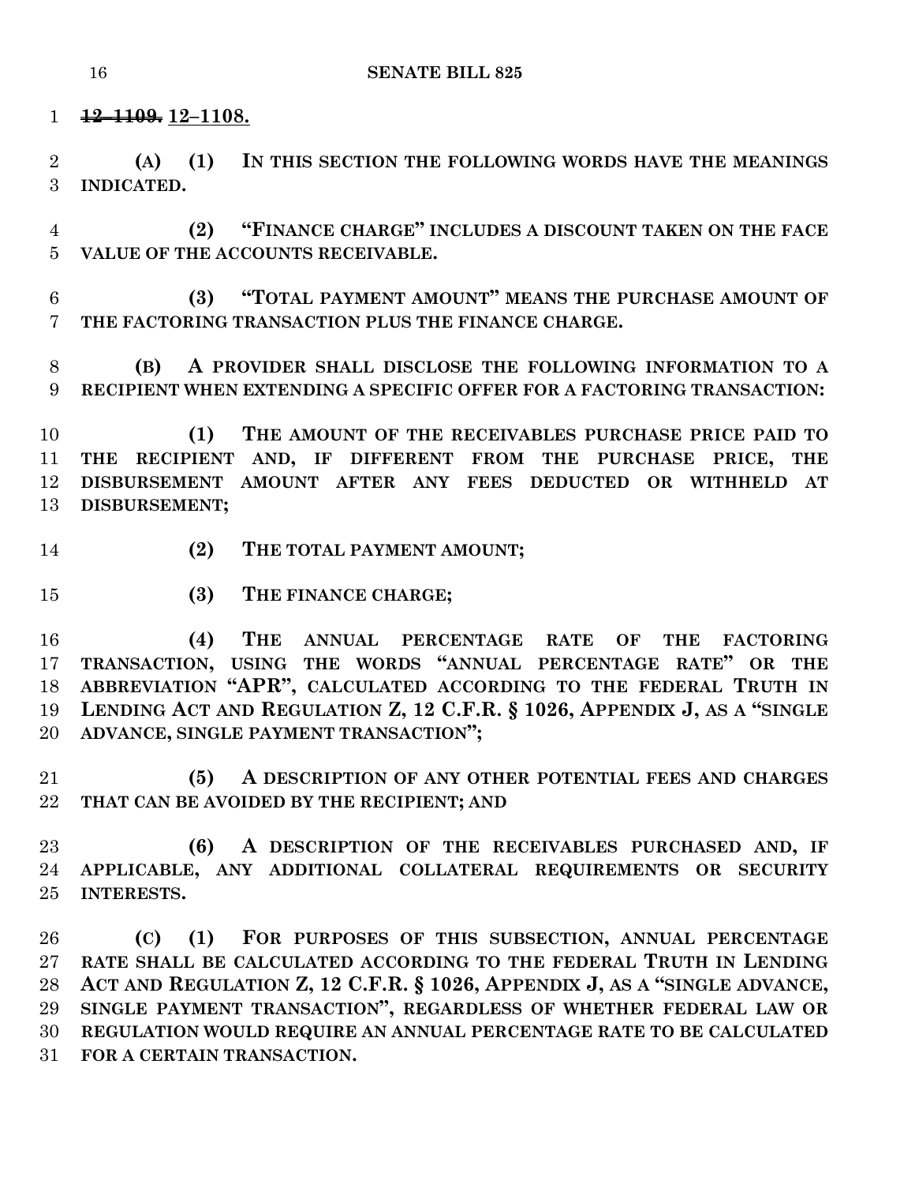~~12–1109.~~ 12–1108.

**(A) (1) IN THIS SECTION THE FOLLOWING WORDS HAVE THE MEANINGS INDICATED.**

**(2) "FINANCE CHARGE" INCLUDES A DISCOUNT TAKEN ON THE FACE VALUE OF THE ACCOUNTS RECEIVABLE.**

**(3) "TOTAL PAYMENT AMOUNT" MEANS THE PURCHASE AMOUNT OF THE FACTORING TRANSACTION PLUS THE FINANCE CHARGE.**

**(B) A PROVIDER SHALL DISCLOSE THE FOLLOWING INFORMATION TO A RECIPIENT WHEN EXTENDING A SPECIFIC OFFER FOR A FACTORING TRANSACTION:**

**(1) THE AMOUNT OF THE RECEIVABLES PURCHASE PRICE PAID TO THE RECIPIENT AND, IF DIFFERENT FROM THE PURCHASE PRICE, THE DISBURSEMENT AMOUNT AFTER ANY FEES DEDUCTED OR WITHHELD AT DISBURSEMENT;**

**(2) THE TOTAL PAYMENT AMOUNT;**

**(3) THE FINANCE CHARGE;**

**(4) THE ANNUAL PERCENTAGE RATE OF THE FACTORING TRANSACTION, USING THE WORDS "ANNUAL PERCENTAGE RATE" OR THE ABBREVIATION "APR", CALCULATED ACCORDING TO THE FEDERAL TRUTH IN LENDING ACT AND REGULATION Z, 12 C.F.R. § 1026, APPENDIX J, AS A "SINGLE ADVANCE, SINGLE PAYMENT TRANSACTION";**

**(5) A DESCRIPTION OF ANY OTHER POTENTIAL FEES AND CHARGES THAT CAN BE AVOIDED BY THE RECIPIENT; AND**

**(6) A DESCRIPTION OF THE RECEIVABLES PURCHASED AND, IF APPLICABLE, ANY ADDITIONAL COLLATERAL REQUIREMENTS OR SECURITY INTERESTS.**

**(C) (1) FOR PURPOSES OF THIS SUBSECTION, ANNUAL PERCENTAGE RATE SHALL BE CALCULATED ACCORDING TO THE FEDERAL TRUTH IN LENDING ACT AND REGULATION Z, 12 C.F.R. § 1026, APPENDIX J, AS A "SINGLE ADVANCE, SINGLE PAYMENT TRANSACTION", REGARDLESS OF WHETHER FEDERAL LAW OR REGULATION WOULD REQUIRE AN ANNUAL PERCENTAGE RATE TO BE CALCULATED FOR A CERTAIN TRANSACTION.**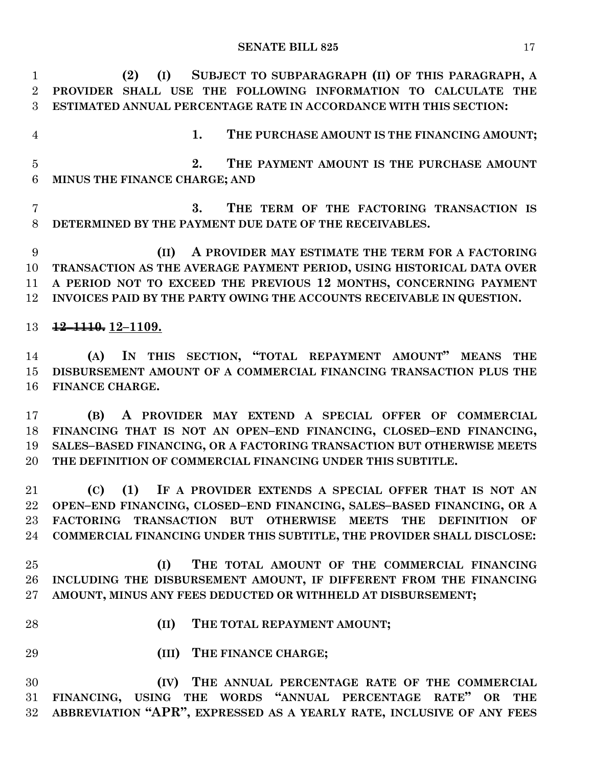**(2) (I) SUBJECT TO SUBPARAGRAPH (II) OF THIS PARAGRAPH, A PROVIDER SHALL USE THE FOLLOWING INFORMATION TO CALCULATE THE ESTIMATED ANNUAL PERCENTAGE RATE IN ACCORDANCE WITH THIS SECTION:**

**1. THE PURCHASE AMOUNT IS THE FINANCING AMOUNT;**

**2. THE PAYMENT AMOUNT IS THE PURCHASE AMOUNT MINUS THE FINANCE CHARGE; AND**

**3. THE TERM OF THE FACTORING TRANSACTION IS DETERMINED BY THE PAYMENT DUE DATE OF THE RECEIVABLES.**

**(II) A PROVIDER MAY ESTIMATE THE TERM FOR A FACTORING TRANSACTION AS THE AVERAGE PAYMENT PERIOD, USING HISTORICAL DATA OVER A PERIOD NOT TO EXCEED THE PREVIOUS 12 MONTHS, CONCERNING PAYMENT INVOICES PAID BY THE PARTY OWING THE ACCOUNTS RECEIVABLE IN QUESTION.**

~~**12–1110.**~~ **12–1109.**

**(A) IN THIS SECTION, "TOTAL REPAYMENT AMOUNT" MEANS THE DISBURSEMENT AMOUNT OF A COMMERCIAL FINANCING TRANSACTION PLUS THE FINANCE CHARGE.**

**(B) A PROVIDER MAY EXTEND A SPECIAL OFFER OF COMMERCIAL FINANCING THAT IS NOT AN OPEN–END FINANCING, CLOSED–END FINANCING, SALES–BASED FINANCING, OR A FACTORING TRANSACTION BUT OTHERWISE MEETS THE DEFINITION OF COMMERCIAL FINANCING UNDER THIS SUBTITLE.**

**(C) (1) IF A PROVIDER EXTENDS A SPECIAL OFFER THAT IS NOT AN OPEN–END FINANCING, CLOSED–END FINANCING, SALES–BASED FINANCING, OR A FACTORING TRANSACTION BUT OTHERWISE MEETS THE DEFINITION OF COMMERCIAL FINANCING UNDER THIS SUBTITLE, THE PROVIDER SHALL DISCLOSE:**

**(I) THE TOTAL AMOUNT OF THE COMMERCIAL FINANCING INCLUDING THE DISBURSEMENT AMOUNT, IF DIFFERENT FROM THE FINANCING AMOUNT, MINUS ANY FEES DEDUCTED OR WITHHELD AT DISBURSEMENT;**

**(II) THE TOTAL REPAYMENT AMOUNT;**

**(III) THE FINANCE CHARGE;**

**(IV) THE ANNUAL PERCENTAGE RATE OF THE COMMERCIAL FINANCING, USING THE WORDS "ANNUAL PERCENTAGE RATE" OR THE ABBREVIATION "APR", EXPRESSED AS A YEARLY RATE, INCLUSIVE OF ANY FEES**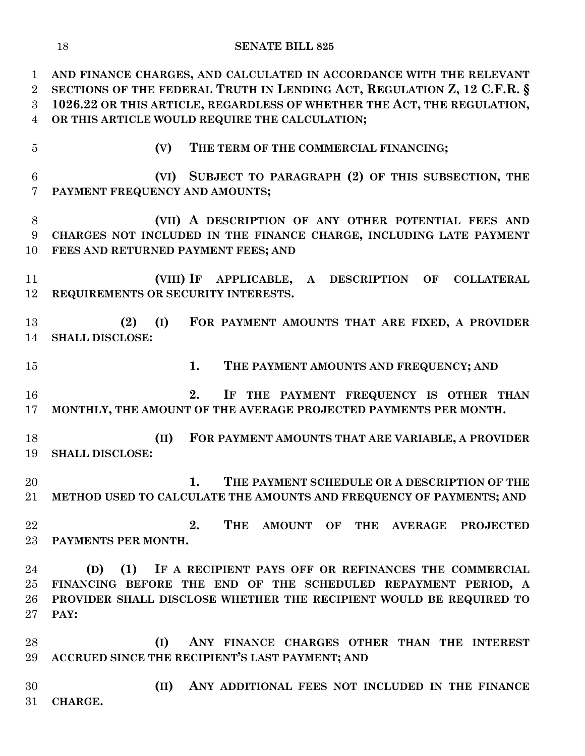**AND FINANCE CHARGES, AND CALCULATED IN ACCORDANCE WITH THE RELEVANT SECTIONS OF THE FEDERAL TRUTH IN LENDING ACT, REGULATION Z, 12 C.F.R. § 1026.22 OR THIS ARTICLE, REGARDLESS OF WHETHER THE ACT, THE REGULATION, OR THIS ARTICLE WOULD REQUIRE THE CALCULATION;**

**(V) THE TERM OF THE COMMERCIAL FINANCING;**

**(VI) SUBJECT TO PARAGRAPH (2) OF THIS SUBSECTION, THE PAYMENT FREQUENCY AND AMOUNTS;**

**(VII) A DESCRIPTION OF ANY OTHER POTENTIAL FEES AND CHARGES NOT INCLUDED IN THE FINANCE CHARGE, INCLUDING LATE PAYMENT FEES AND RETURNED PAYMENT FEES; AND**

**(VIII) IF APPLICABLE, A DESCRIPTION OF COLLATERAL REQUIREMENTS OR SECURITY INTERESTS.**

**(2) (I) FOR PAYMENT AMOUNTS THAT ARE FIXED, A PROVIDER SHALL DISCLOSE:**

**1. THE PAYMENT AMOUNTS AND FREQUENCY; AND**

**2. IF THE PAYMENT FREQUENCY IS OTHER THAN MONTHLY, THE AMOUNT OF THE AVERAGE PROJECTED PAYMENTS PER MONTH.**

**(II) FOR PAYMENT AMOUNTS THAT ARE VARIABLE, A PROVIDER SHALL DISCLOSE:**

**1. THE PAYMENT SCHEDULE OR A DESCRIPTION OF THE METHOD USED TO CALCULATE THE AMOUNTS AND FREQUENCY OF PAYMENTS; AND**

**2. THE AMOUNT OF THE AVERAGE PROJECTED PAYMENTS PER MONTH.**

**(D) (1) IF A RECIPIENT PAYS OFF OR REFINANCES THE COMMERCIAL FINANCING BEFORE THE END OF THE SCHEDULED REPAYMENT PERIOD, A PROVIDER SHALL DISCLOSE WHETHER THE RECIPIENT WOULD BE REQUIRED TO PAY:**

**(I) ANY FINANCE CHARGES OTHER THAN THE INTEREST ACCRUED SINCE THE RECIPIENT'S LAST PAYMENT; AND**

**(II) ANY ADDITIONAL FEES NOT INCLUDED IN THE FINANCE CHARGE.**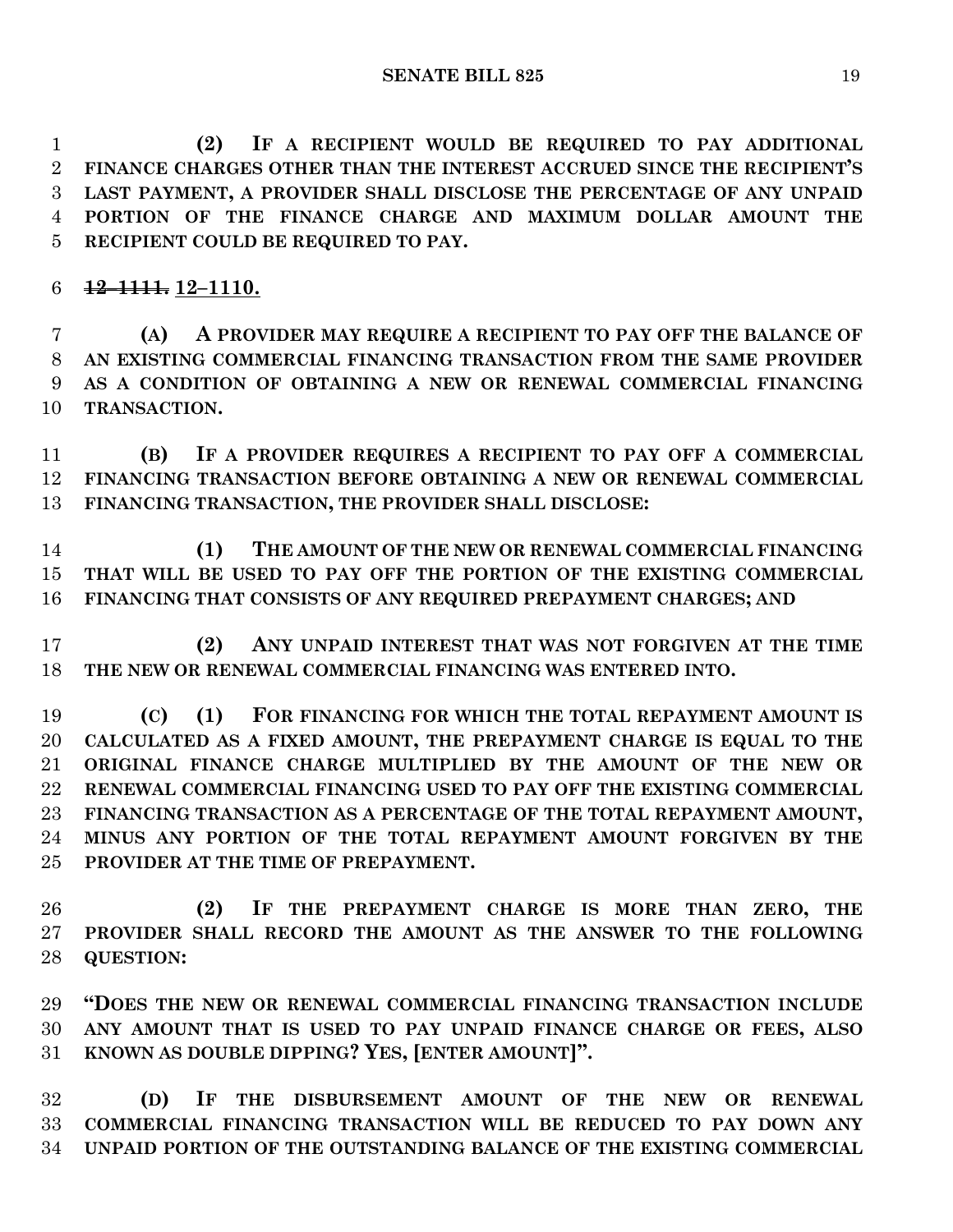(2) IF A RECIPIENT WOULD BE REQUIRED TO PAY ADDITIONAL FINANCE CHARGES OTHER THAN THE INTEREST ACCRUED SINCE THE RECIPIENT'S LAST PAYMENT, A PROVIDER SHALL DISCLOSE THE PERCENTAGE OF ANY UNPAID PORTION OF THE FINANCE CHARGE AND MAXIMUM DOLLAR AMOUNT THE RECIPIENT COULD BE REQUIRED TO PAY.

~~12–1111.~~ 12–1110.

(A) A PROVIDER MAY REQUIRE A RECIPIENT TO PAY OFF THE BALANCE OF AN EXISTING COMMERCIAL FINANCING TRANSACTION FROM THE SAME PROVIDER AS A CONDITION OF OBTAINING A NEW OR RENEWAL COMMERCIAL FINANCING TRANSACTION.

(B) IF A PROVIDER REQUIRES A RECIPIENT TO PAY OFF A COMMERCIAL FINANCING TRANSACTION BEFORE OBTAINING A NEW OR RENEWAL COMMERCIAL FINANCING TRANSACTION, THE PROVIDER SHALL DISCLOSE:

(1) THE AMOUNT OF THE NEW OR RENEWAL COMMERCIAL FINANCING THAT WILL BE USED TO PAY OFF THE PORTION OF THE EXISTING COMMERCIAL FINANCING THAT CONSISTS OF ANY REQUIRED PREPAYMENT CHARGES; AND

(2) ANY UNPAID INTEREST THAT WAS NOT FORGIVEN AT THE TIME THE NEW OR RENEWAL COMMERCIAL FINANCING WAS ENTERED INTO.

(C) (1) FOR FINANCING FOR WHICH THE TOTAL REPAYMENT AMOUNT IS CALCULATED AS A FIXED AMOUNT, THE PREPAYMENT CHARGE IS EQUAL TO THE ORIGINAL FINANCE CHARGE MULTIPLIED BY THE AMOUNT OF THE NEW OR RENEWAL COMMERCIAL FINANCING USED TO PAY OFF THE EXISTING COMMERCIAL FINANCING TRANSACTION AS A PERCENTAGE OF THE TOTAL REPAYMENT AMOUNT, MINUS ANY PORTION OF THE TOTAL REPAYMENT AMOUNT FORGIVEN BY THE PROVIDER AT THE TIME OF PREPAYMENT.

(2) IF THE PREPAYMENT CHARGE IS MORE THAN ZERO, THE PROVIDER SHALL RECORD THE AMOUNT AS THE ANSWER TO THE FOLLOWING QUESTION:

"DOES THE NEW OR RENEWAL COMMERCIAL FINANCING TRANSACTION INCLUDE ANY AMOUNT THAT IS USED TO PAY UNPAID FINANCE CHARGE OR FEES, ALSO KNOWN AS DOUBLE DIPPING? YES, [ENTER AMOUNT]".

(D) IF THE DISBURSEMENT AMOUNT OF THE NEW OR RENEWAL COMMERCIAL FINANCING TRANSACTION WILL BE REDUCED TO PAY DOWN ANY UNPAID PORTION OF THE OUTSTANDING BALANCE OF THE EXISTING COMMERCIAL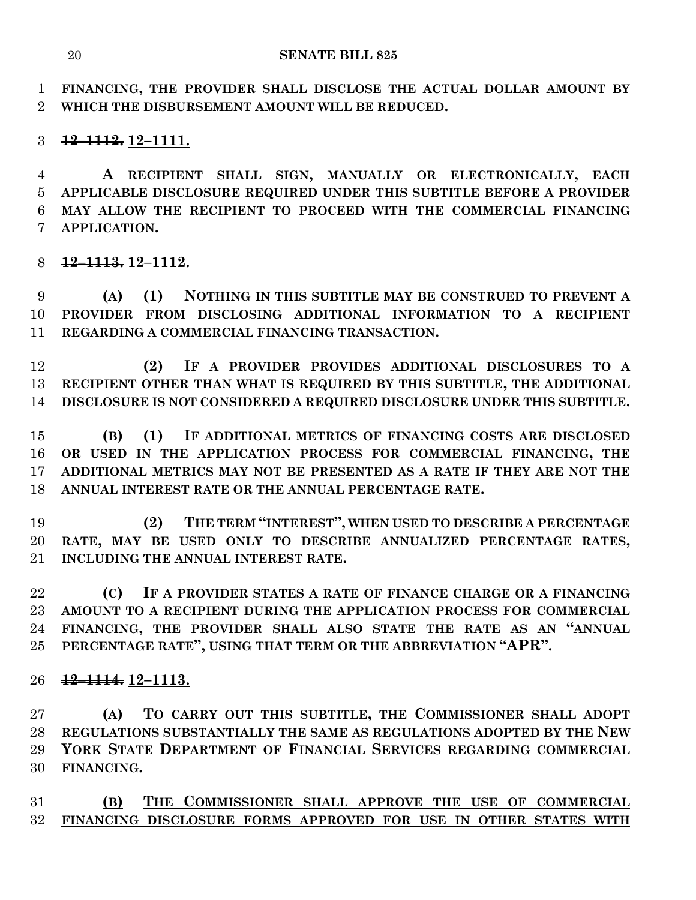**FINANCING, THE PROVIDER SHALL DISCLOSE THE ACTUAL DOLLAR AMOUNT BY WHICH THE DISBURSEMENT AMOUNT WILL BE REDUCED.**

~~**12–1112.**~~ **12–1111.**

**A RECIPIENT SHALL SIGN, MANUALLY OR ELECTRONICALLY, EACH APPLICABLE DISCLOSURE REQUIRED UNDER THIS SUBTITLE BEFORE A PROVIDER MAY ALLOW THE RECIPIENT TO PROCEED WITH THE COMMERCIAL FINANCING APPLICATION.**

~~**12–1113.**~~ **12–1112.**

**(A) (1) NOTHING IN THIS SUBTITLE MAY BE CONSTRUED TO PREVENT A PROVIDER FROM DISCLOSING ADDITIONAL INFORMATION TO A RECIPIENT REGARDING A COMMERCIAL FINANCING TRANSACTION.**

**(2) IF A PROVIDER PROVIDES ADDITIONAL DISCLOSURES TO A RECIPIENT OTHER THAN WHAT IS REQUIRED BY THIS SUBTITLE, THE ADDITIONAL DISCLOSURE IS NOT CONSIDERED A REQUIRED DISCLOSURE UNDER THIS SUBTITLE.**

**(B) (1) IF ADDITIONAL METRICS OF FINANCING COSTS ARE DISCLOSED OR USED IN THE APPLICATION PROCESS FOR COMMERCIAL FINANCING, THE ADDITIONAL METRICS MAY NOT BE PRESENTED AS A RATE IF THEY ARE NOT THE ANNUAL INTEREST RATE OR THE ANNUAL PERCENTAGE RATE.**

**(2) THE TERM "INTEREST", WHEN USED TO DESCRIBE A PERCENTAGE RATE, MAY BE USED ONLY TO DESCRIBE ANNUALIZED PERCENTAGE RATES, INCLUDING THE ANNUAL INTEREST RATE.**

**(C) IF A PROVIDER STATES A RATE OF FINANCE CHARGE OR A FINANCING AMOUNT TO A RECIPIENT DURING THE APPLICATION PROCESS FOR COMMERCIAL FINANCING, THE PROVIDER SHALL ALSO STATE THE RATE AS AN "ANNUAL PERCENTAGE RATE", USING THAT TERM OR THE ABBREVIATION "APR".**

~~**12–1114.**~~ **12–1113.**

**(A) TO CARRY OUT THIS SUBTITLE, THE COMMISSIONER SHALL ADOPT REGULATIONS SUBSTANTIALLY THE SAME AS REGULATIONS ADOPTED BY THE NEW YORK STATE DEPARTMENT OF FINANCIAL SERVICES REGARDING COMMERCIAL FINANCING.**

**(B) THE COMMISSIONER SHALL APPROVE THE USE OF COMMERCIAL FINANCING DISCLOSURE FORMS APPROVED FOR USE IN OTHER STATES WITH**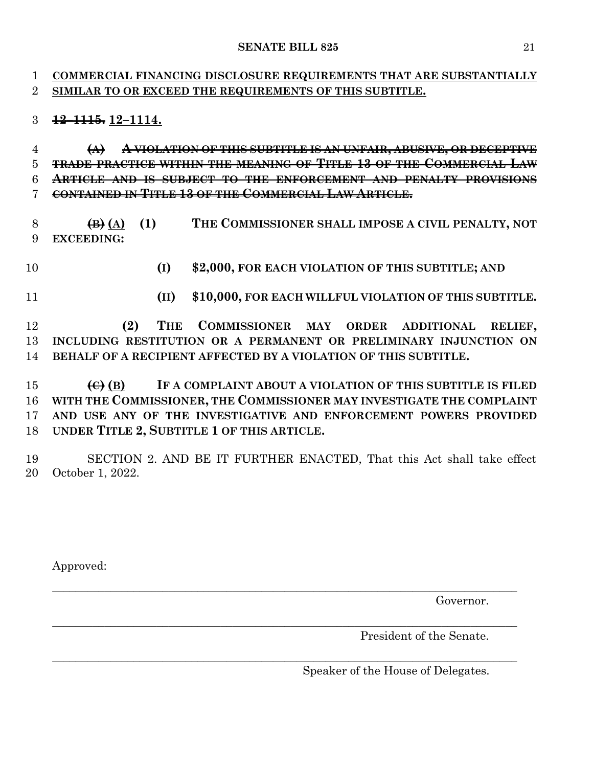COMMERCIAL FINANCING DISCLOSURE REQUIREMENTS THAT ARE SUBSTANTIALLY SIMILAR TO OR EXCEED THE REQUIREMENTS OF THIS SUBTITLE.

~~**12–1115.**~~ **12–1114.**

~~**(A) A VIOLATION OF THIS SUBTITLE IS AN UNFAIR, ABUSIVE, OR DECEPTIVE TRADE PRACTICE WITHIN THE MEANING OF TITLE 13 OF THE COMMERCIAL LAW ARTICLE AND IS SUBJECT TO THE ENFORCEMENT AND PENALTY PROVISIONS CONTAINED IN TITLE 13 OF THE COMMERCIAL LAW ARTICLE.**~~

~~**(B)**~~ **(A) (1) THE COMMISSIONER SHALL IMPOSE A CIVIL PENALTY, NOT EXCEEDING:**

**(I) $2,000, FOR EACH VIOLATION OF THIS SUBTITLE; AND**

**(II) $10,000, FOR EACH WILLFUL VIOLATION OF THIS SUBTITLE.**

**(2) THE COMMISSIONER MAY ORDER ADDITIONAL RELIEF, INCLUDING RESTITUTION OR A PERMANENT OR PRELIMINARY INJUNCTION ON BEHALF OF A RECIPIENT AFFECTED BY A VIOLATION OF THIS SUBTITLE.**

~~**(C)**~~ **(B) IF A COMPLAINT ABOUT A VIOLATION OF THIS SUBTITLE IS FILED WITH THE COMMISSIONER, THE COMMISSIONER MAY INVESTIGATE THE COMPLAINT AND USE ANY OF THE INVESTIGATIVE AND ENFORCEMENT POWERS PROVIDED UNDER TITLE 2, SUBTITLE 1 OF THIS ARTICLE.**

SECTION 2. AND BE IT FURTHER ENACTED, That this Act shall take effect October 1, 2022.

Approved:

\_\_\_\_\_\_\_\_\_\_\_\_\_\_\_\_\_\_\_\_\_\_\_\_\_\_\_\_\_\_\_\_\_\_\_\_\_\_\_\_

Governor.

\_\_\_\_\_\_\_\_\_\_\_\_\_\_\_\_\_\_\_\_\_\_\_\_\_\_\_\_\_\_\_\_\_\_\_\_\_\_\_\_

President of the Senate.

\_\_\_\_\_\_\_\_\_\_\_\_\_\_\_\_\_\_\_\_\_\_\_\_\_\_\_\_\_\_\_\_\_\_\_\_\_\_\_\_

Speaker of the House of Delegates.